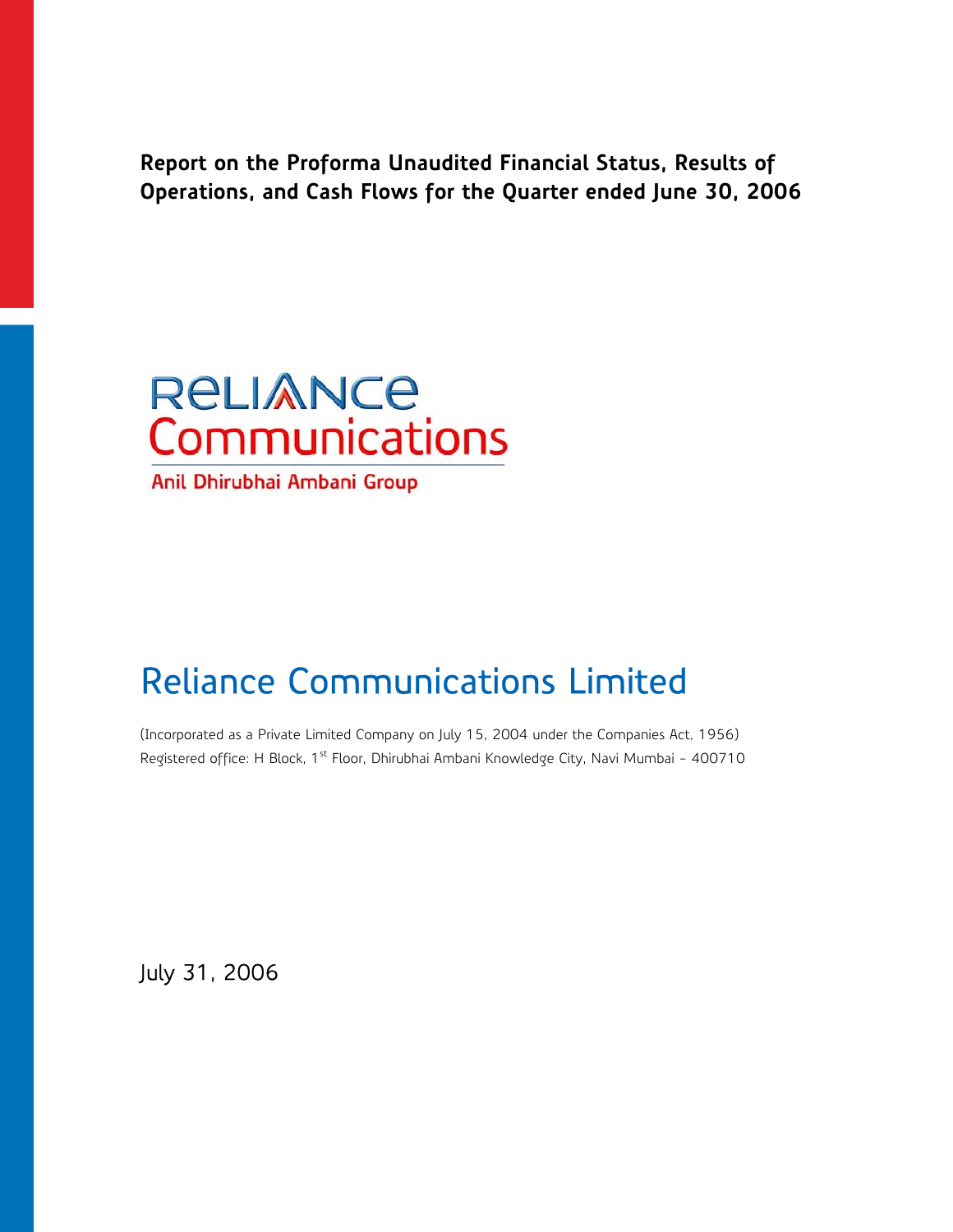**Report on the Proforma Unaudited Financial Status, Results of Operations, and Cash Flows for the Quarter ended June 30, 2006**

RELIANCE
Communications
Anil Dhirubhai Ambani Group

# Reliance Communications Limited

(Incorporated as a Private Limited Company on July 15, 2004 under the Companies Act, 1956)
Registered office: H Block, 1st Floor, Dhirubhai Ambani Knowledge City, Navi Mumbai - 400710

July 31, 2006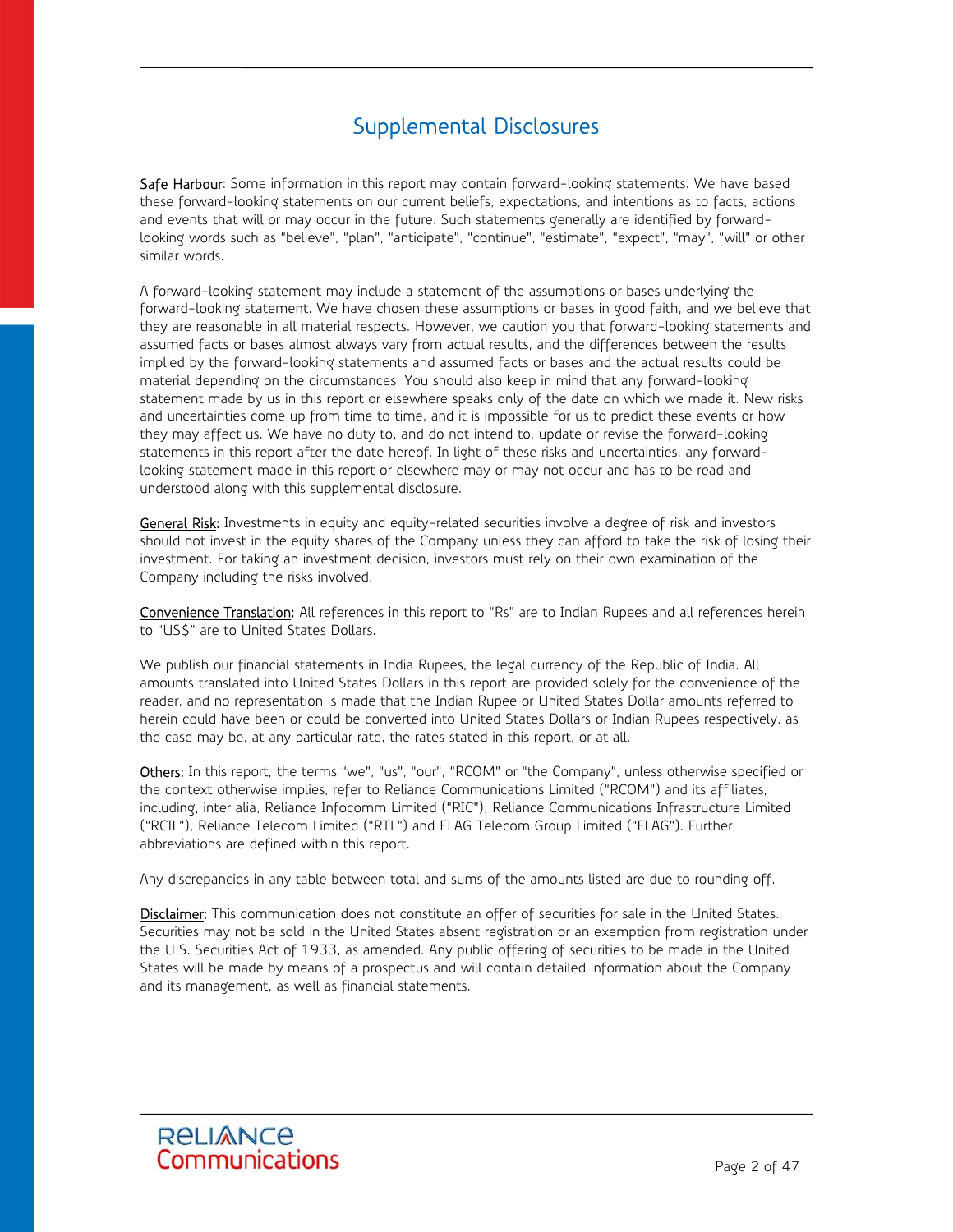# Supplemental Disclosures

Safe Harbour: Some information in this report may contain forward-looking statements. We have based these forward-looking statements on our current beliefs, expectations, and intentions as to facts, actions and events that will or may occur in the future. Such statements generally are identified by forward-looking words such as "believe", "plan", "anticipate", "continue", "estimate", "expect", "may", "will" or other similar words.

A forward-looking statement may include a statement of the assumptions or bases underlying the forward-looking statement. We have chosen these assumptions or bases in good faith, and we believe that they are reasonable in all material respects. However, we caution you that forward-looking statements and assumed facts or bases almost always vary from actual results, and the differences between the results implied by the forward-looking statements and assumed facts or bases and the actual results could be material depending on the circumstances. You should also keep in mind that any forward-looking statement made by us in this report or elsewhere speaks only of the date on which we made it. New risks and uncertainties come up from time to time, and it is impossible for us to predict these events or how they may affect us. We have no duty to, and do not intend to, update or revise the forward-looking statements in this report after the date hereof. In light of these risks and uncertainties, any forward-looking statement made in this report or elsewhere may or may not occur and has to be read and understood along with this supplemental disclosure.

General Risk: Investments in equity and equity-related securities involve a degree of risk and investors should not invest in the equity shares of the Company unless they can afford to take the risk of losing their investment. For taking an investment decision, investors must rely on their own examination of the Company including the risks involved.

Convenience Translation: All references in this report to "Rs" are to Indian Rupees and all references herein to "US$" are to United States Dollars.

We publish our financial statements in India Rupees, the legal currency of the Republic of India. All amounts translated into United States Dollars in this report are provided solely for the convenience of the reader, and no representation is made that the Indian Rupee or United States Dollar amounts referred to herein could have been or could be converted into United States Dollars or Indian Rupees respectively, as the case may be, at any particular rate, the rates stated in this report, or at all.

Others: In this report, the terms "we", "us", "our", "RCOM" or "the Company", unless otherwise specified or the context otherwise implies, refer to Reliance Communications Limited ("RCOM") and its affiliates, including, inter alia, Reliance Infocomm Limited ("RIC"), Reliance Communications Infrastructure Limited ("RCIL"), Reliance Telecom Limited ("RTL") and FLAG Telecom Group Limited ("FLAG"). Further abbreviations are defined within this report.

Any discrepancies in any table between total and sums of the amounts listed are due to rounding off.

Disclaimer: This communication does not constitute an offer of securities for sale in the United States. Securities may not be sold in the United States absent registration or an exemption from registration under the U.S. Securities Act of 1933, as amended. Any public offering of securities to be made in the United States will be made by means of a prospectus and will contain detailed information about the Company and its management, as well as financial statements.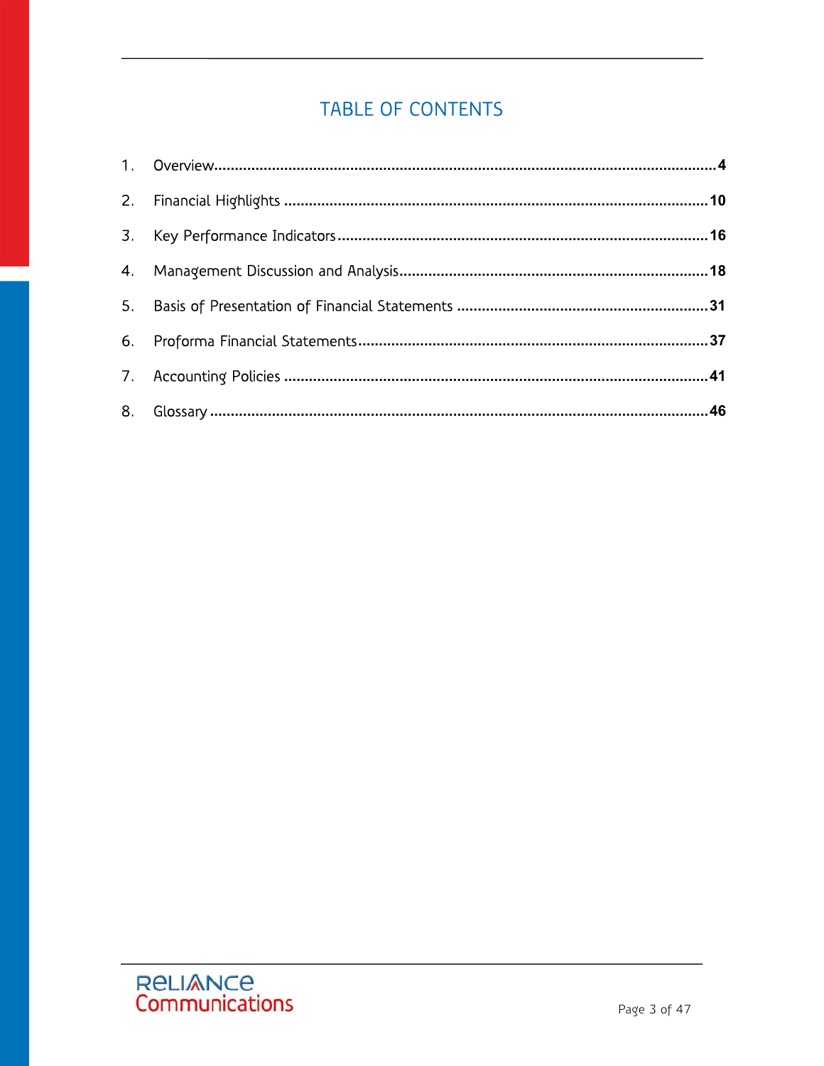# TABLE OF CONTENTS

1. Overview....................................................................................................................4
2. Financial Highlights ....................................................................................................10
3. Key Performance Indicators........................................................................................16
4. Management Discussion and Analysis.........................................................................18
5. Basis of Presentation of Financial Statements ............................................................31
6. Proforma Financial Statements...................................................................................37
7. Accounting Policies ....................................................................................................41
8. Glossary .....................................................................................................................46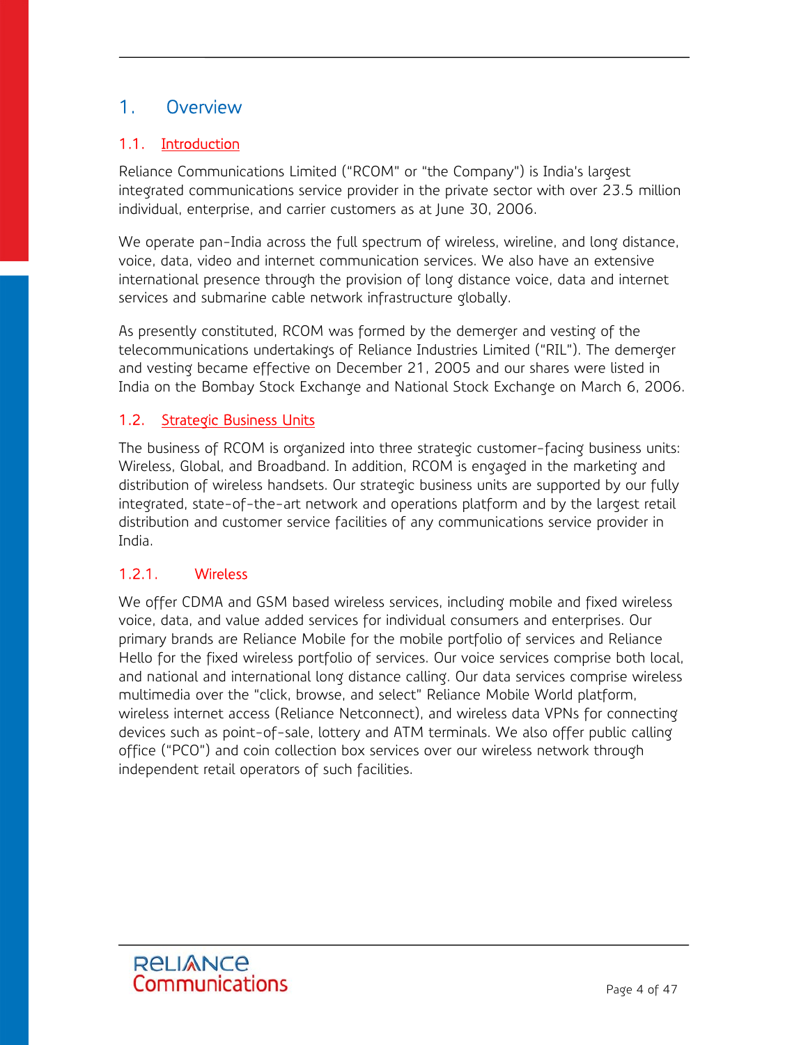# 1. Overview

## 1.1. Introduction

Reliance Communications Limited ("RCOM" or "the Company") is India's largest integrated communications service provider in the private sector with over 23.5 million individual, enterprise, and carrier customers as at June 30, 2006.

We operate pan-India across the full spectrum of wireless, wireline, and long distance, voice, data, video and internet communication services. We also have an extensive international presence through the provision of long distance voice, data and internet services and submarine cable network infrastructure globally.

As presently constituted, RCOM was formed by the demerger and vesting of the telecommunications undertakings of Reliance Industries Limited ("RIL"). The demerger and vesting became effective on December 21, 2005 and our shares were listed in India on the Bombay Stock Exchange and National Stock Exchange on March 6, 2006.

## 1.2. Strategic Business Units

The business of RCOM is organized into three strategic customer-facing business units: Wireless, Global, and Broadband. In addition, RCOM is engaged in the marketing and distribution of wireless handsets. Our strategic business units are supported by our fully integrated, state-of-the-art network and operations platform and by the largest retail distribution and customer service facilities of any communications service provider in India.

### 1.2.1. Wireless

We offer CDMA and GSM based wireless services, including mobile and fixed wireless voice, data, and value added services for individual consumers and enterprises. Our primary brands are Reliance Mobile for the mobile portfolio of services and Reliance Hello for the fixed wireless portfolio of services. Our voice services comprise both local, and national and international long distance calling. Our data services comprise wireless multimedia over the "click, browse, and select" Reliance Mobile World platform, wireless internet access (Reliance Netconnect), and wireless data VPNs for connecting devices such as point-of-sale, lottery and ATM terminals. We also offer public calling office ("PCO") and coin collection box services over our wireless network through independent retail operators of such facilities.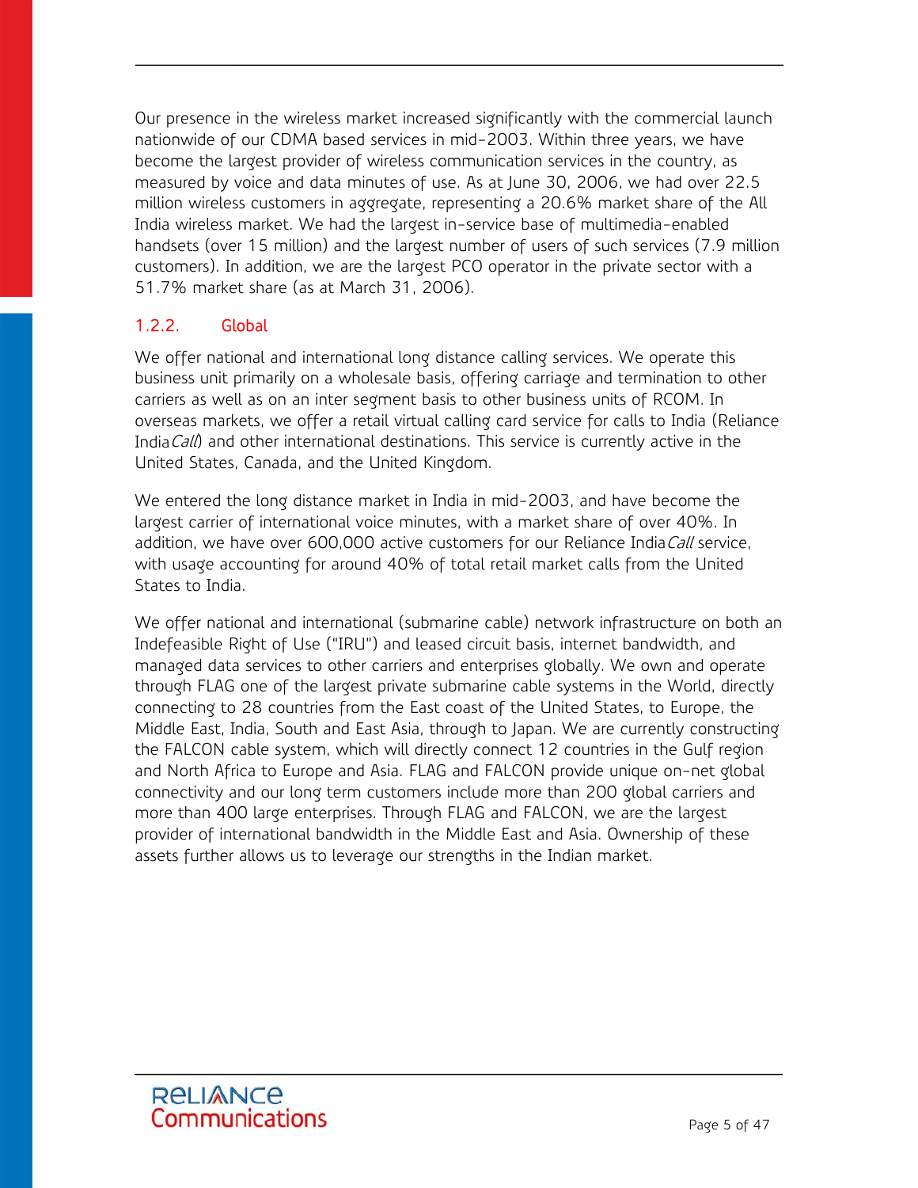Our presence in the wireless market increased significantly with the commercial launch nationwide of our CDMA based services in mid-2003. Within three years, we have become the largest provider of wireless communication services in the country, as measured by voice and data minutes of use. As at June 30, 2006, we had over 22.5 million wireless customers in aggregate, representing a 20.6% market share of the All India wireless market. We had the largest in-service base of multimedia-enabled handsets (over 15 million) and the largest number of users of such services (7.9 million customers). In addition, we are the largest PCO operator in the private sector with a 51.7% market share (as at March 31, 2006).

### 1.2.2. Global

We offer national and international long distance calling services. We operate this business unit primarily on a wholesale basis, offering carriage and termination to other carriers as well as on an inter segment basis to other business units of RCOM. In overseas markets, we offer a retail virtual calling card service for calls to India (Reliance India*Call*) and other international destinations. This service is currently active in the United States, Canada, and the United Kingdom.

We entered the long distance market in India in mid-2003, and have become the largest carrier of international voice minutes, with a market share of over 40%. In addition, we have over 600,000 active customers for our Reliance India*Call* service, with usage accounting for around 40% of total retail market calls from the United States to India.

We offer national and international (submarine cable) network infrastructure on both an Indefeasible Right of Use ("IRU") and leased circuit basis, internet bandwidth, and managed data services to other carriers and enterprises globally. We own and operate through FLAG one of the largest private submarine cable systems in the World, directly connecting to 28 countries from the East coast of the United States, to Europe, the Middle East, India, South and East Asia, through to Japan. We are currently constructing the FALCON cable system, which will directly connect 12 countries in the Gulf region and North Africa to Europe and Asia. FLAG and FALCON provide unique on-net global connectivity and our long term customers include more than 200 global carriers and more than 400 large enterprises. Through FLAG and FALCON, we are the largest provider of international bandwidth in the Middle East and Asia. Ownership of these assets further allows us to leverage our strengths in the Indian market.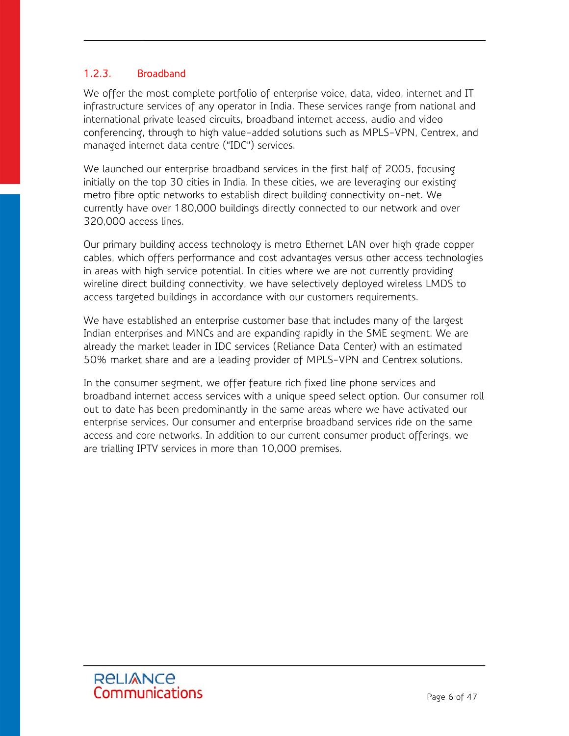### 1.2.3. Broadband

We offer the most complete portfolio of enterprise voice, data, video, internet and IT infrastructure services of any operator in India. These services range from national and international private leased circuits, broadband internet access, audio and video conferencing, through to high value-added solutions such as MPLS-VPN, Centrex, and managed internet data centre ("IDC") services.

We launched our enterprise broadband services in the first half of 2005, focusing initially on the top 30 cities in India. In these cities, we are leveraging our existing metro fibre optic networks to establish direct building connectivity on-net. We currently have over 180,000 buildings directly connected to our network and over 320,000 access lines.

Our primary building access technology is metro Ethernet LAN over high grade copper cables, which offers performance and cost advantages versus other access technologies in areas with high service potential. In cities where we are not currently providing wireline direct building connectivity, we have selectively deployed wireless LMDS to access targeted buildings in accordance with our customers requirements.

We have established an enterprise customer base that includes many of the largest Indian enterprises and MNCs and are expanding rapidly in the SME segment. We are already the market leader in IDC services (Reliance Data Center) with an estimated 50% market share and are a leading provider of MPLS-VPN and Centrex solutions.

In the consumer segment, we offer feature rich fixed line phone services and broadband internet access services with a unique speed select option. Our consumer roll out to date has been predominantly in the same areas where we have activated our enterprise services. Our consumer and enterprise broadband services ride on the same access and core networks. In addition to our current consumer product offerings, we are trialling IPTV services in more than 10,000 premises.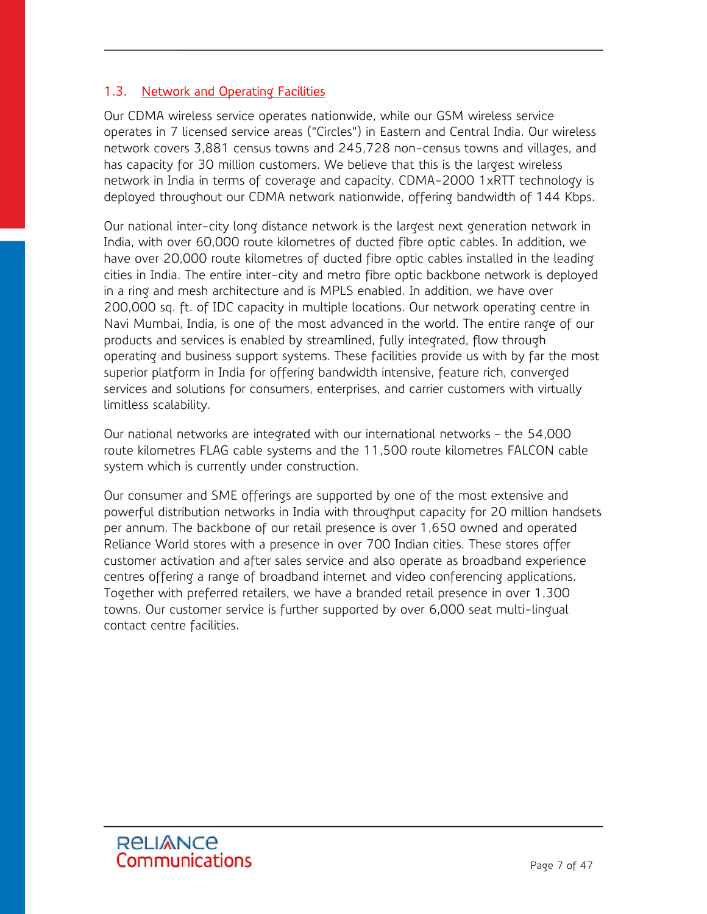## 1.3. Network and Operating Facilities

Our CDMA wireless service operates nationwide, while our GSM wireless service operates in 7 licensed service areas ("Circles") in Eastern and Central India. Our wireless network covers 3,881 census towns and 245,728 non-census towns and villages, and has capacity for 30 million customers. We believe that this is the largest wireless network in India in terms of coverage and capacity. CDMA-2000 1xRTT technology is deployed throughout our CDMA network nationwide, offering bandwidth of 144 Kbps.

Our national inter-city long distance network is the largest next generation network in India, with over 60,000 route kilometres of ducted fibre optic cables. In addition, we have over 20,000 route kilometres of ducted fibre optic cables installed in the leading cities in India. The entire inter-city and metro fibre optic backbone network is deployed in a ring and mesh architecture and is MPLS enabled. In addition, we have over 200,000 sq. ft. of IDC capacity in multiple locations. Our network operating centre in Navi Mumbai, India, is one of the most advanced in the world. The entire range of our products and services is enabled by streamlined, fully integrated, flow through operating and business support systems. These facilities provide us with by far the most superior platform in India for offering bandwidth intensive, feature rich, converged services and solutions for consumers, enterprises, and carrier customers with virtually limitless scalability.

Our national networks are integrated with our international networks – the 54,000 route kilometres FLAG cable systems and the 11,500 route kilometres FALCON cable system which is currently under construction.

Our consumer and SME offerings are supported by one of the most extensive and powerful distribution networks in India with throughput capacity for 20 million handsets per annum. The backbone of our retail presence is over 1,650 owned and operated Reliance World stores with a presence in over 700 Indian cities. These stores offer customer activation and after sales service and also operate as broadband experience centres offering a range of broadband internet and video conferencing applications. Together with preferred retailers, we have a branded retail presence in over 1,300 towns. Our customer service is further supported by over 6,000 seat multi-lingual contact centre facilities.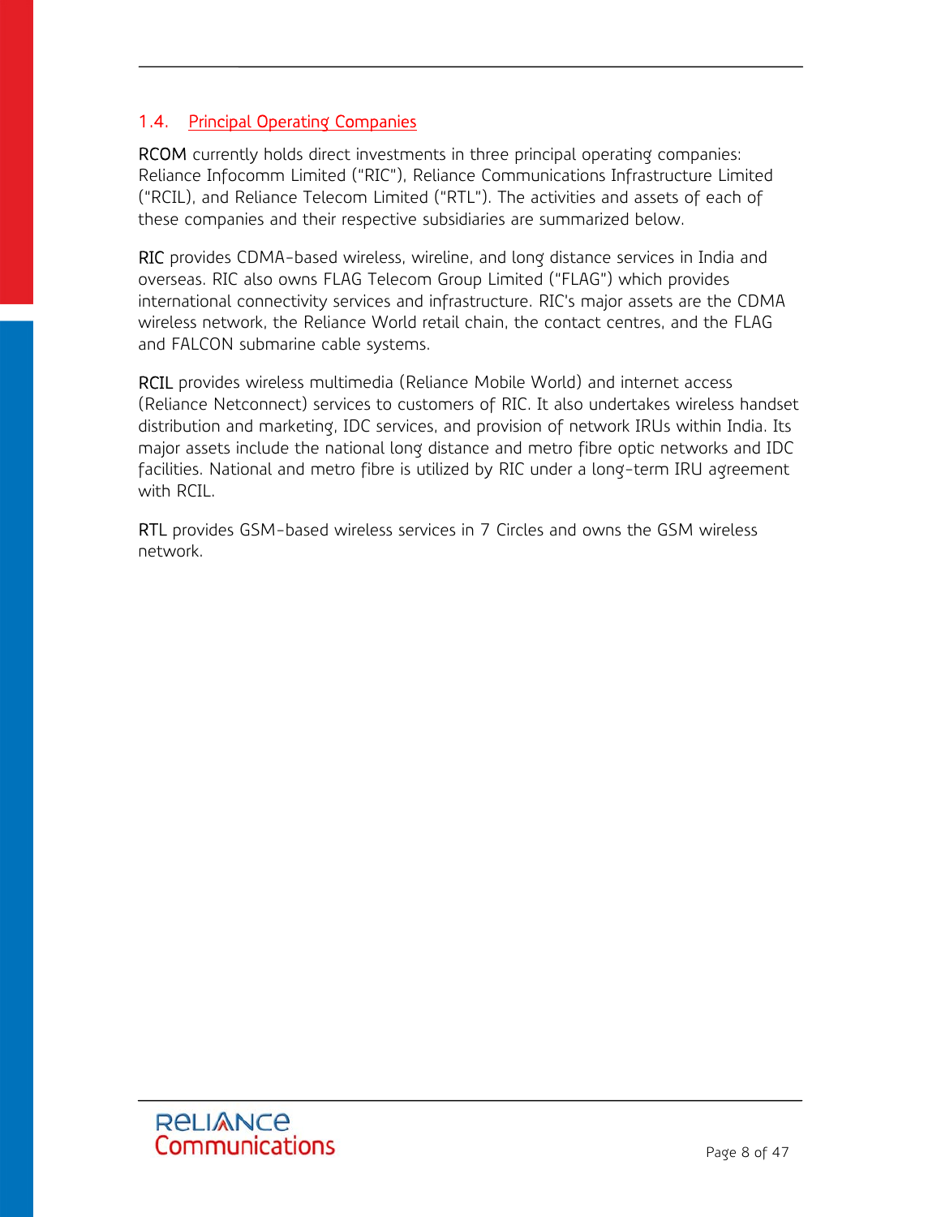## 1.4. Principal Operating Companies

**RCOM** currently holds direct investments in three principal operating companies: Reliance Infocomm Limited ("RIC"), Reliance Communications Infrastructure Limited ("RCIL), and Reliance Telecom Limited ("RTL"). The activities and assets of each of these companies and their respective subsidiaries are summarized below.

**RIC** provides CDMA-based wireless, wireline, and long distance services in India and overseas. RIC also owns FLAG Telecom Group Limited ("FLAG") which provides international connectivity services and infrastructure. RIC's major assets are the CDMA wireless network, the Reliance World retail chain, the contact centres, and the FLAG and FALCON submarine cable systems.

**RCIL** provides wireless multimedia (Reliance Mobile World) and internet access (Reliance Netconnect) services to customers of RIC. It also undertakes wireless handset distribution and marketing, IDC services, and provision of network IRUs within India. Its major assets include the national long distance and metro fibre optic networks and IDC facilities. National and metro fibre is utilized by RIC under a long-term IRU agreement with RCIL.

**RTL** provides GSM-based wireless services in 7 Circles and owns the GSM wireless network.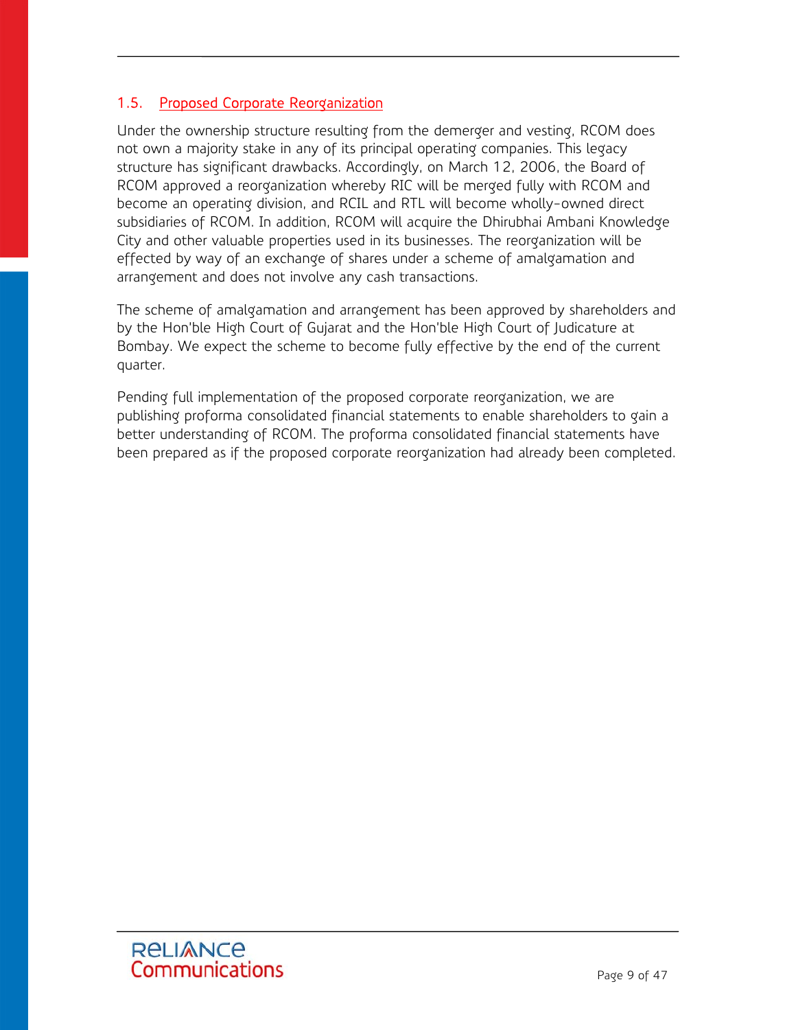### 1.5. Proposed Corporate Reorganization

Under the ownership structure resulting from the demerger and vesting, RCOM does not own a majority stake in any of its principal operating companies. This legacy structure has significant drawbacks. Accordingly, on March 12, 2006, the Board of RCOM approved a reorganization whereby RIC will be merged fully with RCOM and become an operating division, and RCIL and RTL will become wholly-owned direct subsidiaries of RCOM. In addition, RCOM will acquire the Dhirubhai Ambani Knowledge City and other valuable properties used in its businesses. The reorganization will be effected by way of an exchange of shares under a scheme of amalgamation and arrangement and does not involve any cash transactions.

The scheme of amalgamation and arrangement has been approved by shareholders and by the Hon'ble High Court of Gujarat and the Hon'ble High Court of Judicature at Bombay. We expect the scheme to become fully effective by the end of the current quarter.

Pending full implementation of the proposed corporate reorganization, we are publishing proforma consolidated financial statements to enable shareholders to gain a better understanding of RCOM. The proforma consolidated financial statements have been prepared as if the proposed corporate reorganization had already been completed.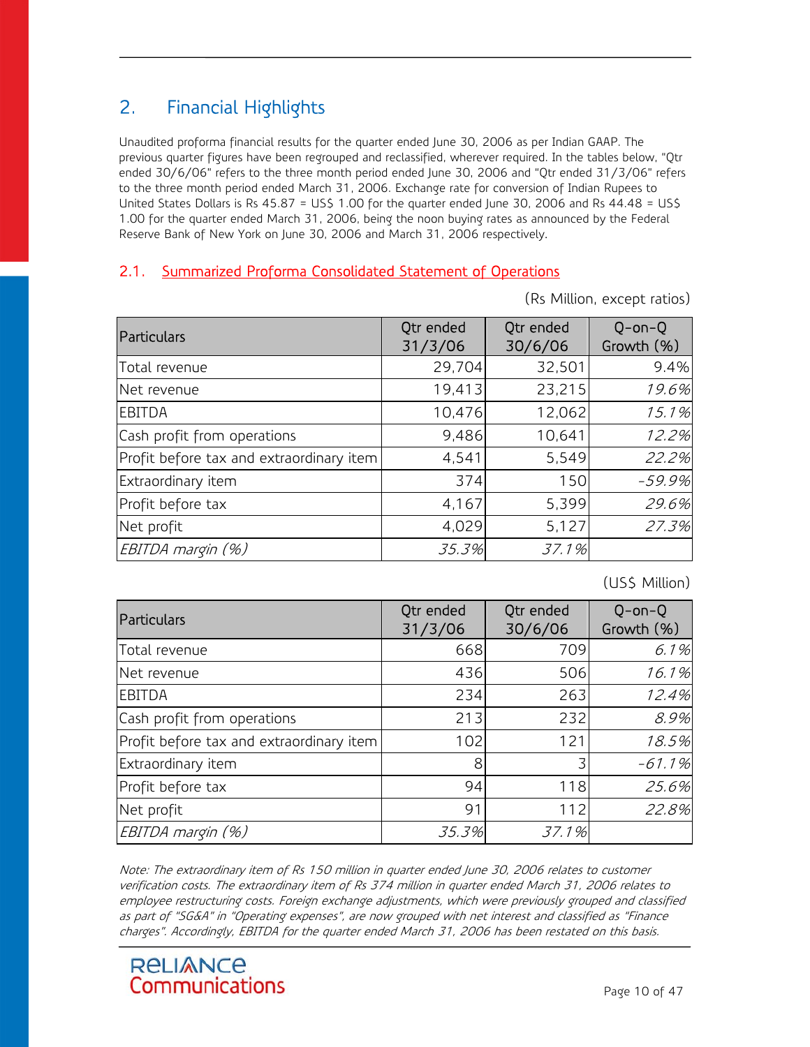## 2. Financial Highlights

Unaudited proforma financial results for the quarter ended June 30, 2006 as per Indian GAAP. The previous quarter figures have been regrouped and reclassified, wherever required. In the tables below, "Qtr ended 30/6/06" refers to the three month period ended June 30, 2006 and "Qtr ended 31/3/06" refers to the three month period ended March 31, 2006. Exchange rate for conversion of Indian Rupees to United States Dollars is Rs 45.87 = US$ 1.00 for the quarter ended June 30, 2006 and Rs 44.48 = US$ 1.00 for the quarter ended March 31, 2006, being the noon buying rates as announced by the Federal Reserve Bank of New York on June 30, 2006 and March 31, 2006 respectively.

### 2.1. Summarized Proforma Consolidated Statement of Operations

(Rs Million, except ratios)

| Particulars | Qtr ended 31/3/06 | Qtr ended 30/6/06 | Q-on-Q Growth (%) |
|---|---|---|---|
| Total revenue | 29,704 | 32,501 | 9.4% |
| Net revenue | 19,413 | 23,215 | *19.6%* |
| EBITDA | 10,476 | 12,062 | *15.1%* |
| Cash profit from operations | 9,486 | 10,641 | *12.2%* |
| Profit before tax and extraordinary item | 4,541 | 5,549 | *22.2%* |
| Extraordinary item | 374 | 150 | *-59.9%* |
| Profit before tax | 4,167 | 5,399 | *29.6%* |
| Net profit | 4,029 | 5,127 | *27.3%* |
| *EBITDA margin (%)* | *35.3%* | *37.1%* | |

(US$ Million)

| Particulars | Qtr ended 31/3/06 | Qtr ended 30/6/06 | Q-on-Q Growth (%) |
|---|---|---|---|
| Total revenue | 668 | 709 | *6.1%* |
| Net revenue | 436 | 506 | *16.1%* |
| EBITDA | 234 | 263 | *12.4%* |
| Cash profit from operations | 213 | 232 | *8.9%* |
| Profit before tax and extraordinary item | 102 | 121 | *18.5%* |
| Extraordinary item | 8 | 3 | *-61.1%* |
| Profit before tax | 94 | 118 | *25.6%* |
| Net profit | 91 | 112 | *22.8%* |
| *EBITDA margin (%)* | *35.3%* | *37.1%* | |

*Note: The extraordinary item of Rs 150 million in quarter ended June 30, 2006 relates to customer verification costs. The extraordinary item of Rs 374 million in quarter ended March 31, 2006 relates to employee restructuring costs. Foreign exchange adjustments, which were previously grouped and classified as part of "SG&A" in "Operating expenses", are now grouped with net interest and classified as "Finance charges". Accordingly, EBITDA for the quarter ended March 31, 2006 has been restated on this basis.*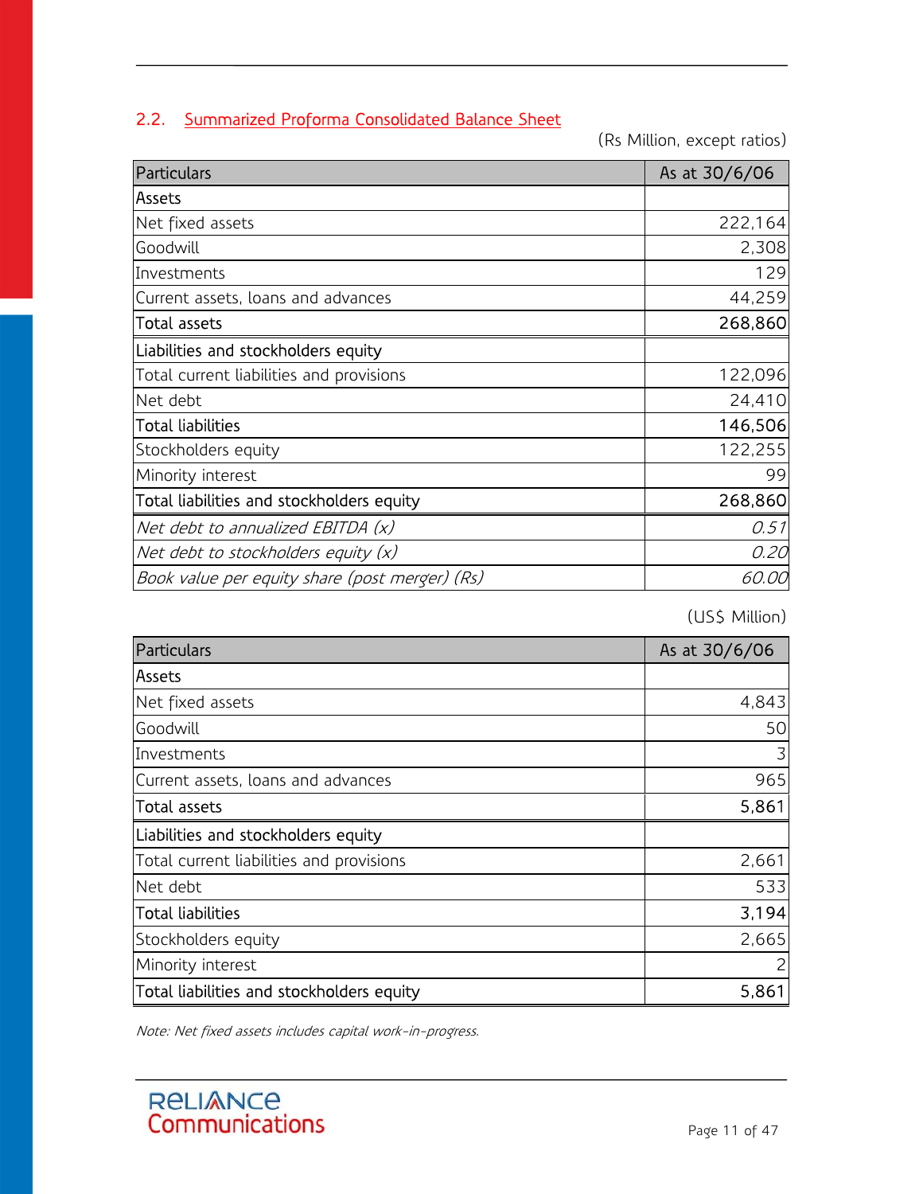## 2.2. Summarized Proforma Consolidated Balance Sheet

(Rs Million, except ratios)

| Particulars | As at 30/6/06 |
|---|---|
| Assets | |
| Net fixed assets | 222,164 |
| Goodwill | 2,308 |
| Investments | 129 |
| Current assets, loans and advances | 44,259 |
| **Total assets** | **268,860** |
| Liabilities and stockholders equity | |
| Total current liabilities and provisions | 122,096 |
| Net debt | 24,410 |
| **Total liabilities** | **146,506** |
| Stockholders equity | 122,255 |
| Minority interest | 99 |
| **Total liabilities and stockholders equity** | **268,860** |
| *Net debt to annualized EBITDA (x)* | *0.51* |
| *Net debt to stockholders equity (x)* | *0.20* |
| *Book value per equity share (post merger) (Rs)* | *60.00* |

(US$ Million)

| Particulars | As at 30/6/06 |
|---|---|
| Assets | |
| Net fixed assets | 4,843 |
| Goodwill | 50 |
| Investments | 3 |
| Current assets, loans and advances | 965 |
| Total assets | 5,861 |
| Liabilities and stockholders equity | |
| Total current liabilities and provisions | 2,661 |
| Net debt | 533 |
| Total liabilities | 3,194 |
| Stockholders equity | 2,665 |
| Minority interest | 2 |
| Total liabilities and stockholders equity | 5,861 |

*Note: Net fixed assets includes capital work-in-progress.*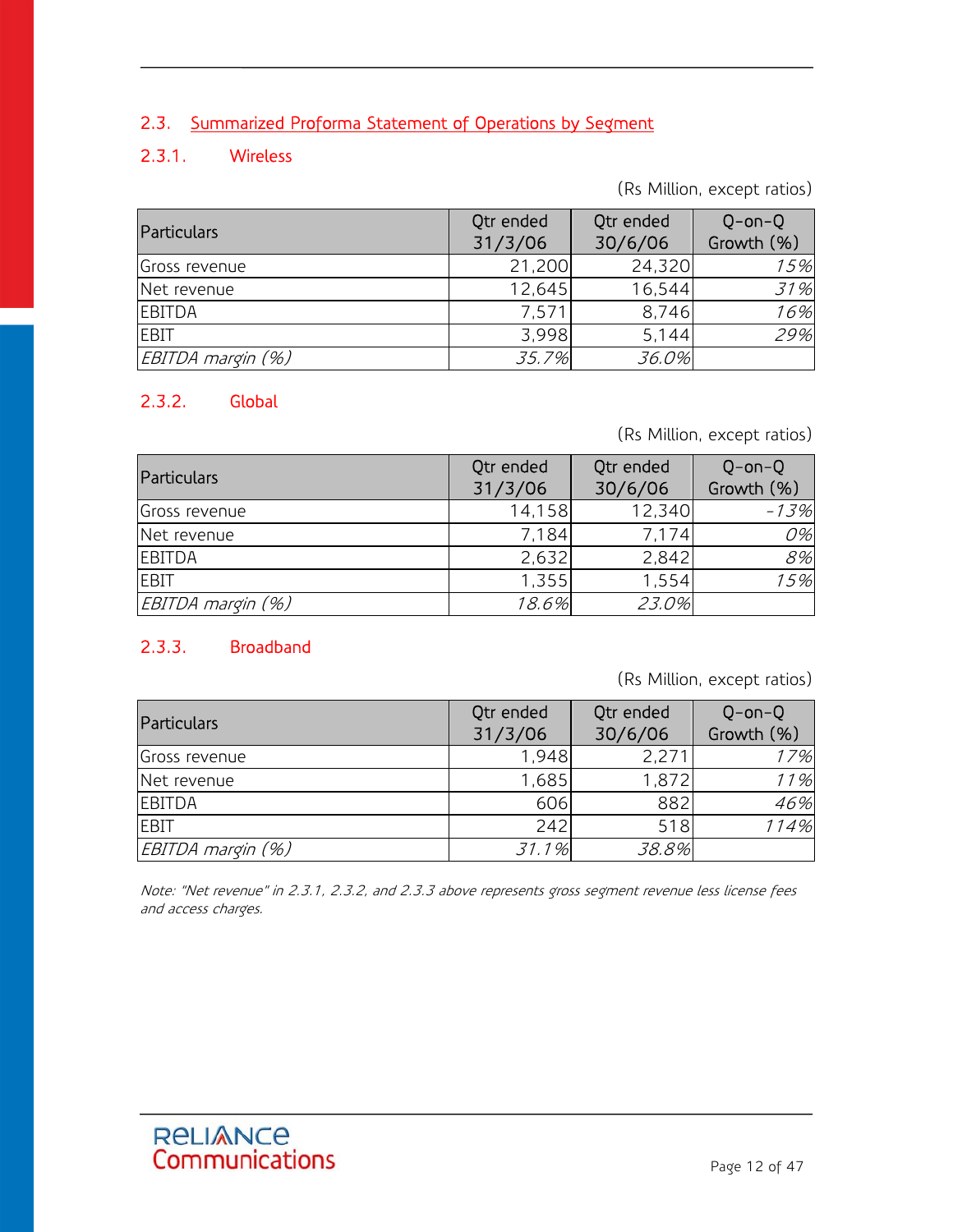## 2.3. Summarized Proforma Statement of Operations by Segment

### 2.3.1. Wireless

(Rs Million, except ratios)

| Particulars | Qtr ended 31/3/06 | Qtr ended 30/6/06 | Q-on-Q Growth (%) |
|---|---|---|---|
| Gross revenue | 21,200 | 24,320 | *15%* |
| Net revenue | 12,645 | 16,544 | *31%* |
| EBITDA | 7,571 | 8,746 | *16%* |
| EBIT | 3,998 | 5,144 | *29%* |
| *EBITDA margin (%)* | *35.7%* | *36.0%* | |

### 2.3.2. Global

(Rs Million, except ratios)

| Particulars | Qtr ended 31/3/06 | Qtr ended 30/6/06 | Q-on-Q Growth (%) |
|---|---|---|---|
| Gross revenue | 14,158 | 12,340 | *-13%* |
| Net revenue | 7,184 | 7,174 | *0%* |
| EBITDA | 2,632 | 2,842 | *8%* |
| EBIT | 1,355 | 1,554 | *15%* |
| *EBITDA margin (%)* | *18.6%* | *23.0%* | |

### 2.3.3. Broadband

(Rs Million, except ratios)

| Particulars | Qtr ended 31/3/06 | Qtr ended 30/6/06 | Q-on-Q Growth (%) |
|---|---|---|---|
| Gross revenue | 1,948 | 2,271 | *17%* |
| Net revenue | 1,685 | 1,872 | *11%* |
| EBITDA | 606 | 882 | *46%* |
| EBIT | 242 | 518 | *114%* |
| *EBITDA margin (%)* | *31.1%* | *38.8%* | |

*Note: "Net revenue" in 2.3.1, 2.3.2, and 2.3.3 above represents gross segment revenue less license fees and access charges.*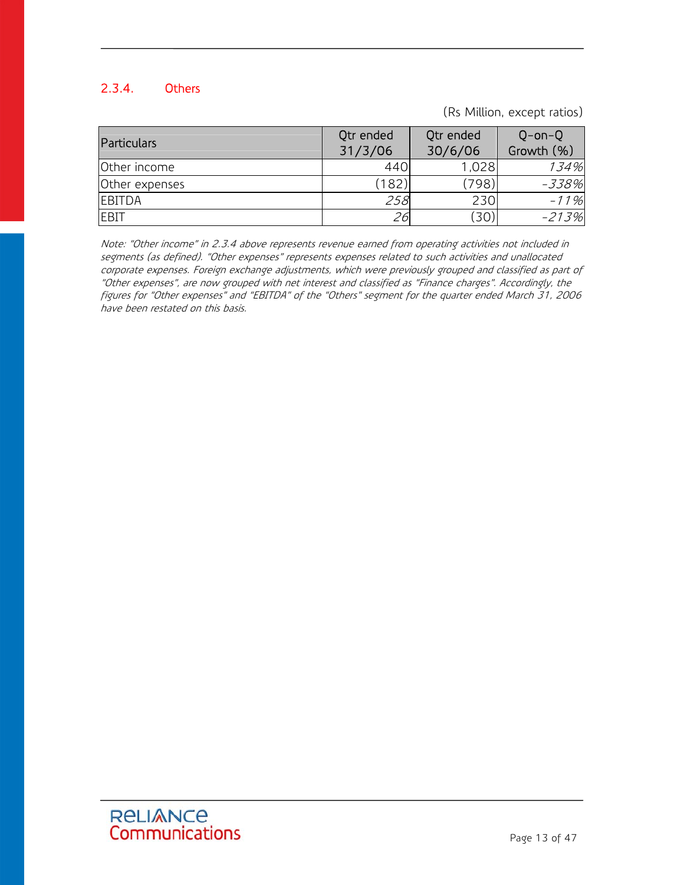### 2.3.4. Others

(Rs Million, except ratios)

| Particulars | Qtr ended 31/3/06 | Qtr ended 30/6/06 | Q-on-Q Growth (%) |
|---|---|---|---|
| Other income | 440 | 1,028 | *134%* |
| Other expenses | (182) | (798) | *-338%* |
| EBITDA | *258* | 230 | *-11%* |
| EBIT | *26* | (30) | *-213%* |

*Note: "Other income" in 2.3.4 above represents revenue earned from operating activities not included in segments (as defined). "Other expenses" represents expenses related to such activities and unallocated corporate expenses. Foreign exchange adjustments, which were previously grouped and classified as part of "Other expenses", are now grouped with net interest and classified as "Finance charges". Accordingly, the figures for "Other expenses" and "EBITDA" of the "Others" segment for the quarter ended March 31, 2006 have been restated on this basis.*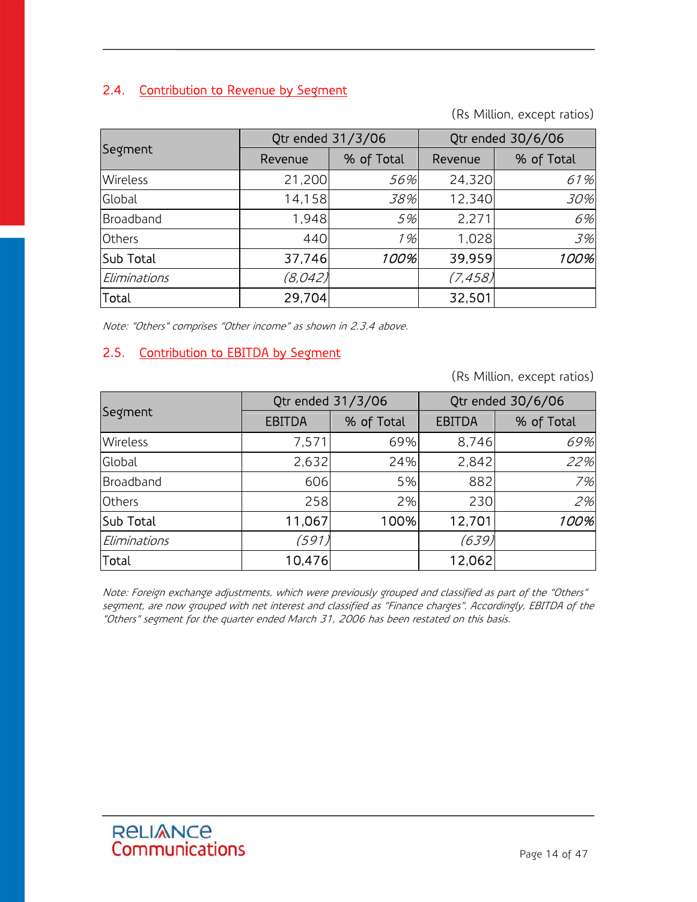## 2.4. Contribution to Revenue by Segment

(Rs Million, except ratios)

| Segment | Qtr ended 31/3/06 | | Qtr ended 30/6/06 | |
|---|---|---|---|---|
| | Revenue | % of Total | Revenue | % of Total |
| Wireless | 21,200 | *56%* | 24,320 | *61%* |
| Global | 14,158 | *38%* | 12,340 | *30%* |
| Broadband | 1,948 | *5%* | 2,271 | *6%* |
| Others | 440 | *1%* | 1,028 | *3%* |
| Sub Total | 37,746 | *100%* | 39,959 | *100%* |
| *Eliminations* | *(8,042)* | | *(7,458)* | |
| Total | 29,704 | | 32,501 | |

*Note: "Others" comprises "Other income" as shown in 2.3.4 above.*

## 2.5. Contribution to EBITDA by Segment

(Rs Million, except ratios)

| Segment | Qtr ended 31/3/06 | | Qtr ended 30/6/06 | |
|---|---|---|---|---|
| | EBITDA | % of Total | EBITDA | % of Total |
| Wireless | 7,571 | 69% | 8,746 | *69%* |
| Global | 2,632 | 24% | 2,842 | *22%* |
| Broadband | 606 | 5% | 882 | *7%* |
| Others | 258 | 2% | 230 | *2%* |
| Sub Total | 11,067 | 100% | 12,701 | *100%* |
| *Eliminations* | *(591)* | | *(639)* | |
| Total | 10,476 | | 12,062 | |

*Note: Foreign exchange adjustments, which were previously grouped and classified as part of the "Others" segment, are now grouped with net interest and classified as "Finance charges". Accordingly, EBITDA of the "Others" segment for the quarter ended March 31, 2006 has been restated on this basis.*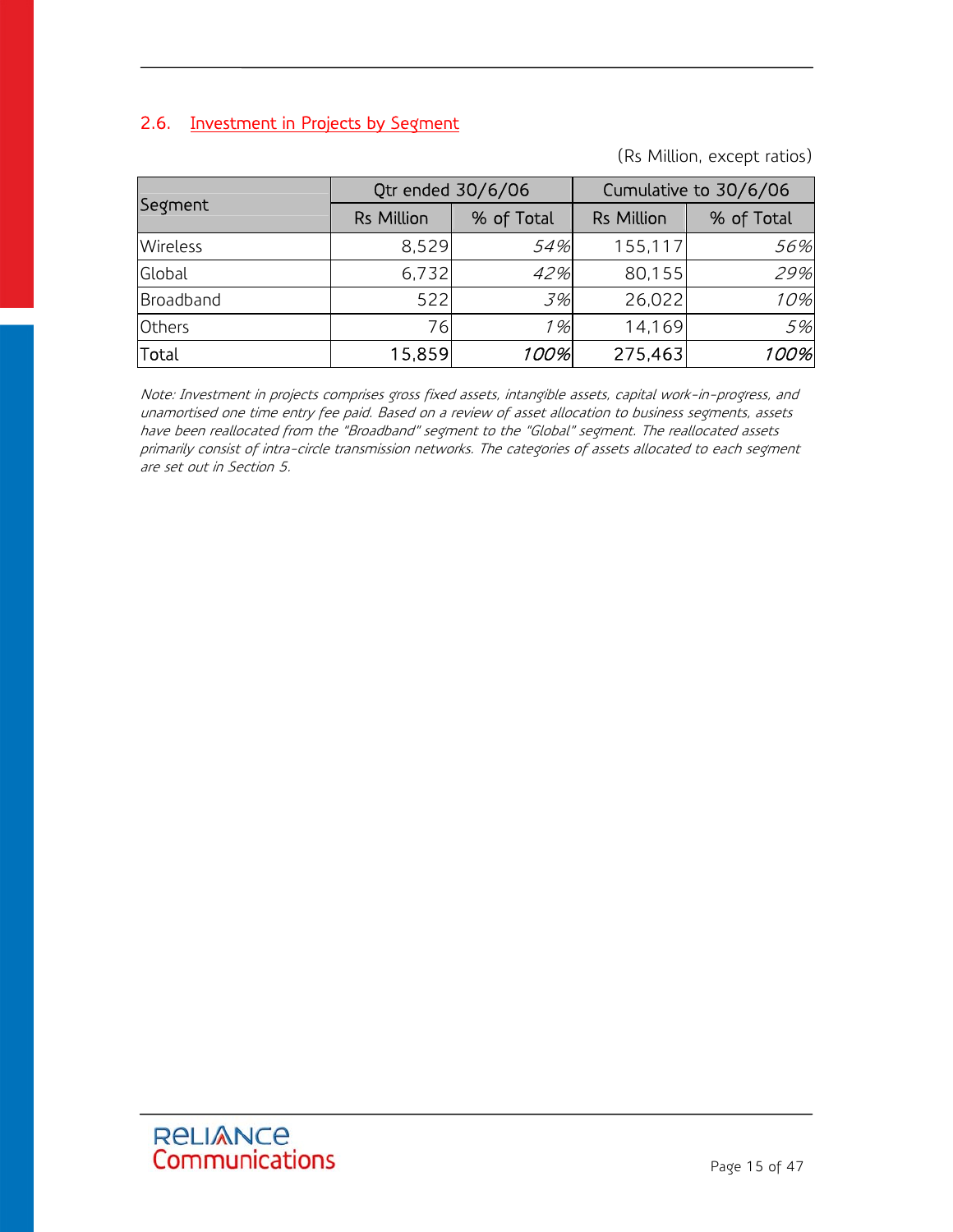## 2.6. Investment in Projects by Segment

(Rs Million, except ratios)

| Segment | Qtr ended 30/6/06 | | Cumulative to 30/6/06 | |
|---|---|---|---|---|
| | Rs Million | % of Total | Rs Million | % of Total |
| Wireless | 8,529 | *54%* | 155,117 | *56%* |
| Global | 6,732 | *42%* | 80,155 | *29%* |
| Broadband | 522 | *3%* | 26,022 | *10%* |
| Others | 76 | *1%* | 14,169 | *5%* |
| Total | 15,859 | *100%* | 275,463 | *100%* |

*Note: Investment in projects comprises gross fixed assets, intangible assets, capital work-in-progress, and unamortised one time entry fee paid. Based on a review of asset allocation to business segments, assets have been reallocated from the "Broadband" segment to the "Global" segment. The reallocated assets primarily consist of intra-circle transmission networks. The categories of assets allocated to each segment are set out in Section 5.*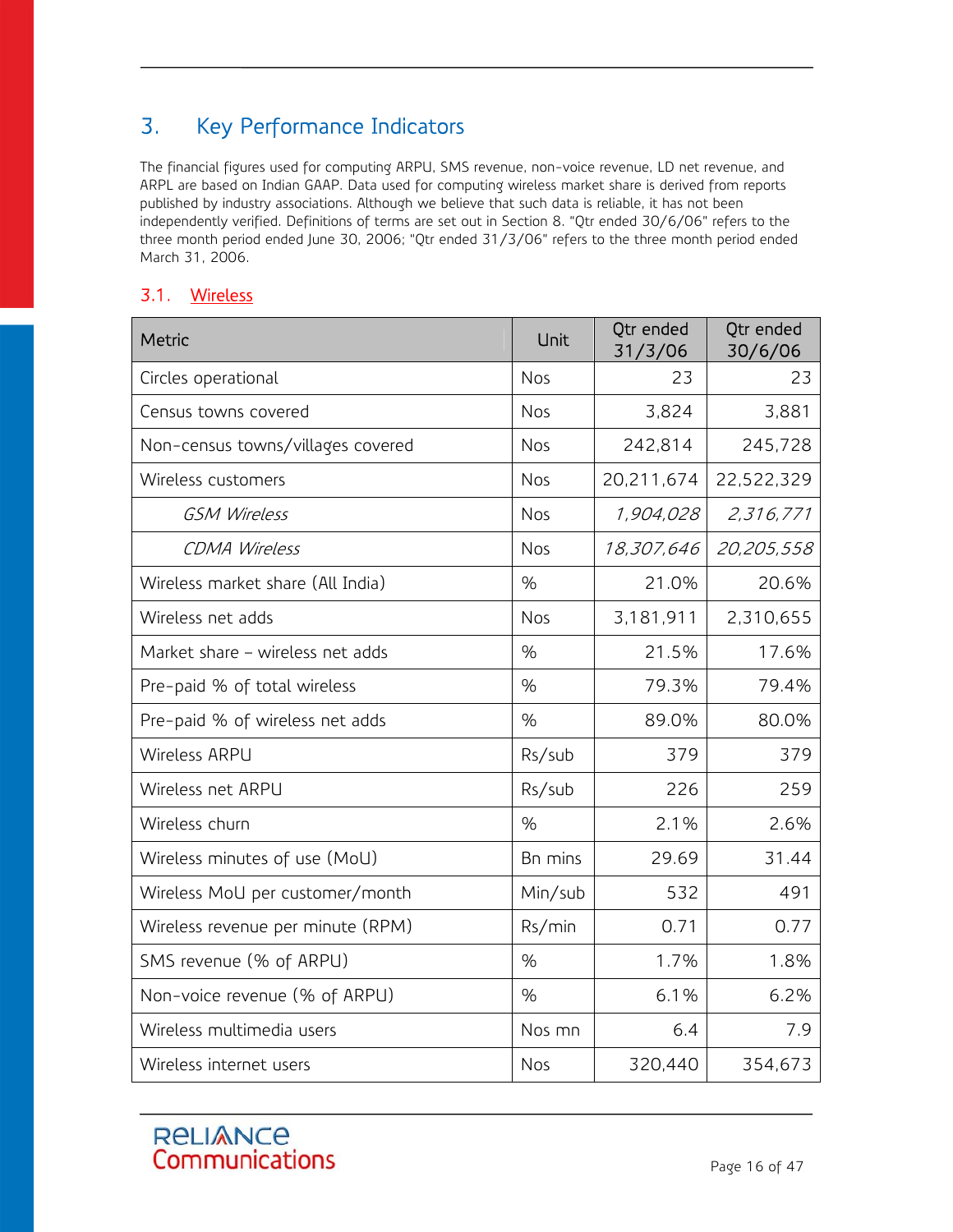# 3. Key Performance Indicators

The financial figures used for computing ARPU, SMS revenue, non-voice revenue, LD net revenue, and ARPL are based on Indian GAAP. Data used for computing wireless market share is derived from reports published by industry associations. Although we believe that such data is reliable, it has not been independently verified. Definitions of terms are set out in Section 8. "Qtr ended 30/6/06" refers to the three month period ended June 30, 2006; "Qtr ended 31/3/06" refers to the three month period ended March 31, 2006.

## 3.1. Wireless

| Metric | Unit | Qtr ended 31/3/06 | Qtr ended 30/6/06 |
|---|---|---|---|
| Circles operational | Nos | 23 | 23 |
| Census towns covered | Nos | 3,824 | 3,881 |
| Non-census towns/villages covered | Nos | 242,814 | 245,728 |
| Wireless customers | Nos | 20,211,674 | 22,522,329 |
| *GSM Wireless* | Nos | *1,904,028* | *2,316,771* |
| *CDMA Wireless* | Nos | *18,307,646* | *20,205,558* |
| Wireless market share (All India) | % | 21.0% | 20.6% |
| Wireless net adds | Nos | 3,181,911 | 2,310,655 |
| Market share – wireless net adds | % | 21.5% | 17.6% |
| Pre-paid % of total wireless | % | 79.3% | 79.4% |
| Pre-paid % of wireless net adds | % | 89.0% | 80.0% |
| Wireless ARPU | Rs/sub | 379 | 379 |
| Wireless net ARPU | Rs/sub | 226 | 259 |
| Wireless churn | % | 2.1% | 2.6% |
| Wireless minutes of use (MoU) | Bn mins | 29.69 | 31.44 |
| Wireless MoU per customer/month | Min/sub | 532 | 491 |
| Wireless revenue per minute (RPM) | Rs/min | 0.71 | 0.77 |
| SMS revenue (% of ARPU) | % | 1.7% | 1.8% |
| Non-voice revenue (% of ARPU) | % | 6.1% | 6.2% |
| Wireless multimedia users | Nos mn | 6.4 | 7.9 |
| Wireless internet users | Nos | 320,440 | 354,673 |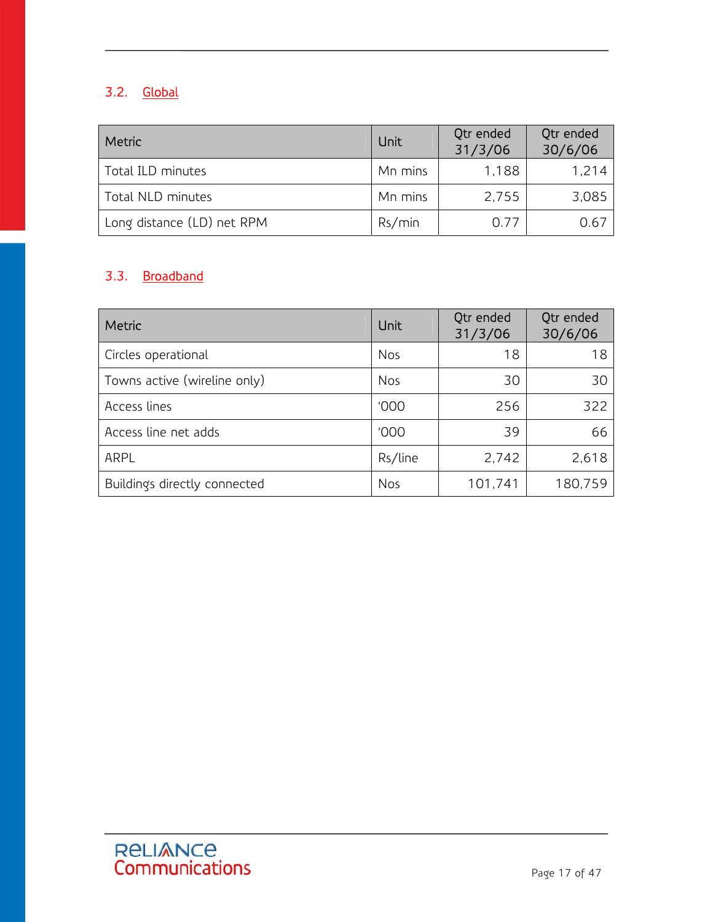### 3.2. Global

| Metric | Unit | Qtr ended 31/3/06 | Qtr ended 30/6/06 |
|---|---|---|---|
| Total ILD minutes | Mn mins | 1,188 | 1,214 |
| Total NLD minutes | Mn mins | 2,755 | 3,085 |
| Long distance (LD) net RPM | Rs/min | 0.77 | 0.67 |

### 3.3. Broadband

| Metric | Unit | Qtr ended 31/3/06 | Qtr ended 30/6/06 |
|---|---|---|---|
| Circles operational | Nos | 18 | 18 |
| Towns active (wireline only) | Nos | 30 | 30 |
| Access lines | '000 | 256 | 322 |
| Access line net adds | '000 | 39 | 66 |
| ARPL | Rs/line | 2,742 | 2,618 |
| Buildings directly connected | Nos | 101,741 | 180,759 |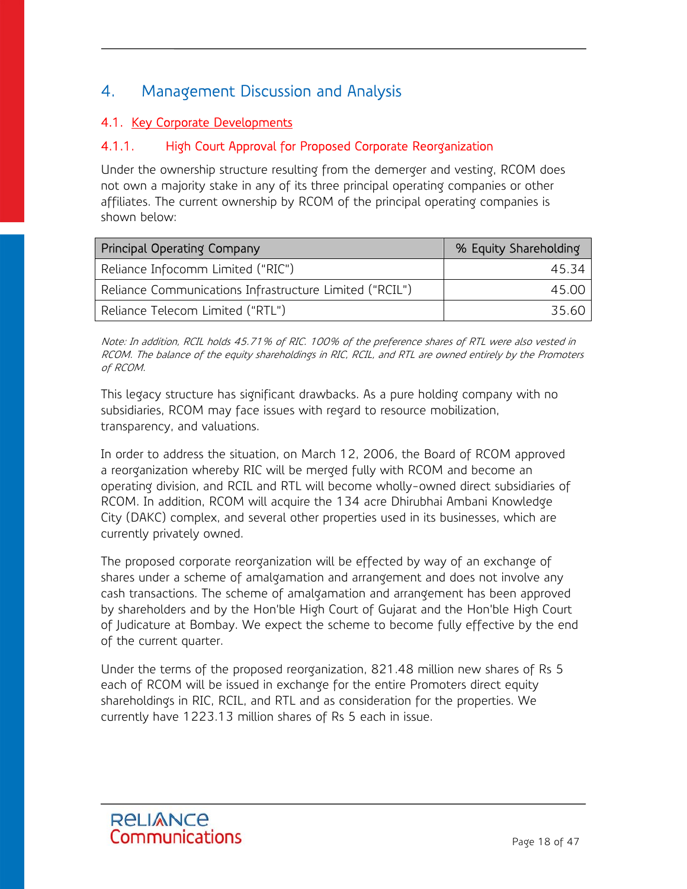# 4. Management Discussion and Analysis

## 4.1. Key Corporate Developments

### 4.1.1. High Court Approval for Proposed Corporate Reorganization

Under the ownership structure resulting from the demerger and vesting, RCOM does not own a majority stake in any of its three principal operating companies or other affiliates. The current ownership by RCOM of the principal operating companies is shown below:

| Principal Operating Company | % Equity Shareholding |
|---|---:|
| Reliance Infocomm Limited ("RIC") | 45.34 |
| Reliance Communications Infrastructure Limited ("RCIL") | 45.00 |
| Reliance Telecom Limited ("RTL") | 35.60 |

*Note: In addition, RCIL holds 45.71% of RIC. 100% of the preference shares of RTL were also vested in RCOM. The balance of the equity shareholdings in RIC, RCIL, and RTL are owned entirely by the Promoters of RCOM.*

This legacy structure has significant drawbacks. As a pure holding company with no subsidiaries, RCOM may face issues with regard to resource mobilization, transparency, and valuations.

In order to address the situation, on March 12, 2006, the Board of RCOM approved a reorganization whereby RIC will be merged fully with RCOM and become an operating division, and RCIL and RTL will become wholly-owned direct subsidiaries of RCOM. In addition, RCOM will acquire the 134 acre Dhirubhai Ambani Knowledge City (DAKC) complex, and several other properties used in its businesses, which are currently privately owned.

The proposed corporate reorganization will be effected by way of an exchange of shares under a scheme of amalgamation and arrangement and does not involve any cash transactions. The scheme of amalgamation and arrangement has been approved by shareholders and by the Hon'ble High Court of Gujarat and the Hon'ble High Court of Judicature at Bombay. We expect the scheme to become fully effective by the end of the current quarter.

Under the terms of the proposed reorganization, 821.48 million new shares of Rs 5 each of RCOM will be issued in exchange for the entire Promoters direct equity shareholdings in RIC, RCIL, and RTL and as consideration for the properties. We currently have 1223.13 million shares of Rs 5 each in issue.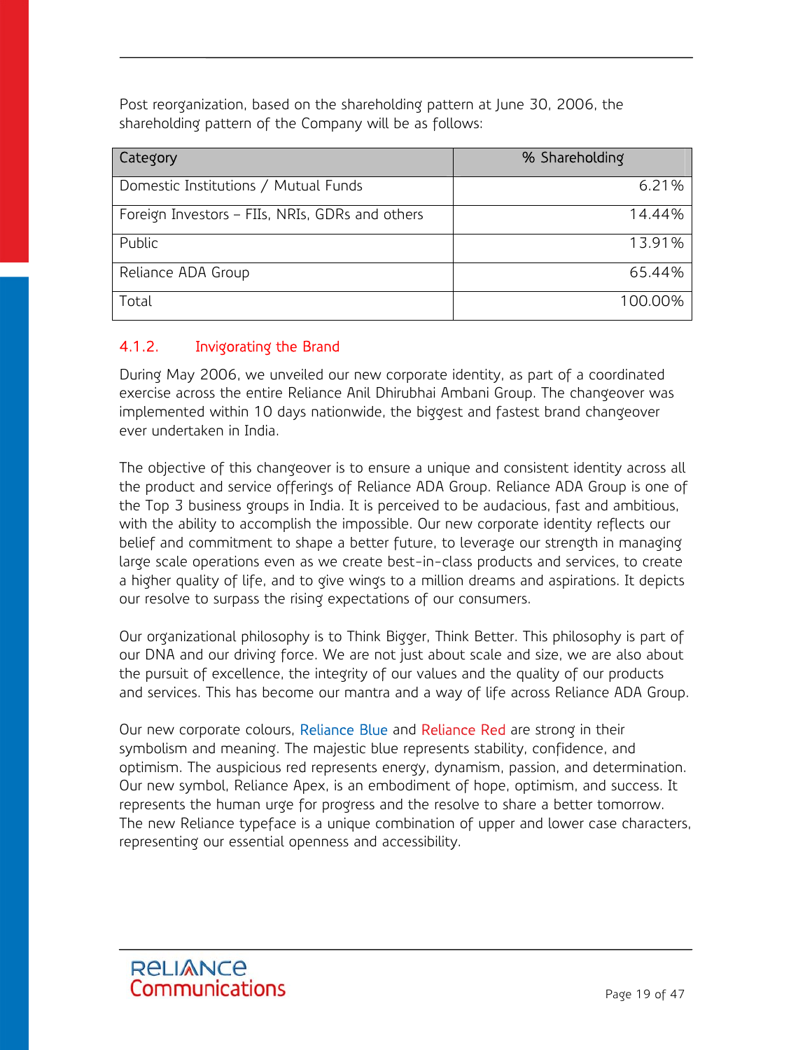Post reorganization, based on the shareholding pattern at June 30, 2006, the shareholding pattern of the Company will be as follows:

| Category | % Shareholding |
|---|---|
| Domestic Institutions / Mutual Funds | 6.21% |
| Foreign Investors – FIIs, NRIs, GDRs and others | 14.44% |
| Public | 13.91% |
| Reliance ADA Group | 65.44% |
| Total | 100.00% |

### 4.1.2. Invigorating the Brand

During May 2006, we unveiled our new corporate identity, as part of a coordinated exercise across the entire Reliance Anil Dhirubhai Ambani Group. The changeover was implemented within 10 days nationwide, the biggest and fastest brand changeover ever undertaken in India.

The objective of this changeover is to ensure a unique and consistent identity across all the product and service offerings of Reliance ADA Group. Reliance ADA Group is one of the Top 3 business groups in India. It is perceived to be audacious, fast and ambitious, with the ability to accomplish the impossible. Our new corporate identity reflects our belief and commitment to shape a better future, to leverage our strength in managing large scale operations even as we create best-in-class products and services, to create a higher quality of life, and to give wings to a million dreams and aspirations. It depicts our resolve to surpass the rising expectations of our consumers.

Our organizational philosophy is to Think Bigger, Think Better. This philosophy is part of our DNA and our driving force. We are not just about scale and size, we are also about the pursuit of excellence, the integrity of our values and the quality of our products and services. This has become our mantra and a way of life across Reliance ADA Group.

Our new corporate colours, Reliance Blue and Reliance Red are strong in their symbolism and meaning. The majestic blue represents stability, confidence, and optimism. The auspicious red represents energy, dynamism, passion, and determination. Our new symbol, Reliance Apex, is an embodiment of hope, optimism, and success. It represents the human urge for progress and the resolve to share a better tomorrow. The new Reliance typeface is a unique combination of upper and lower case characters, representing our essential openness and accessibility.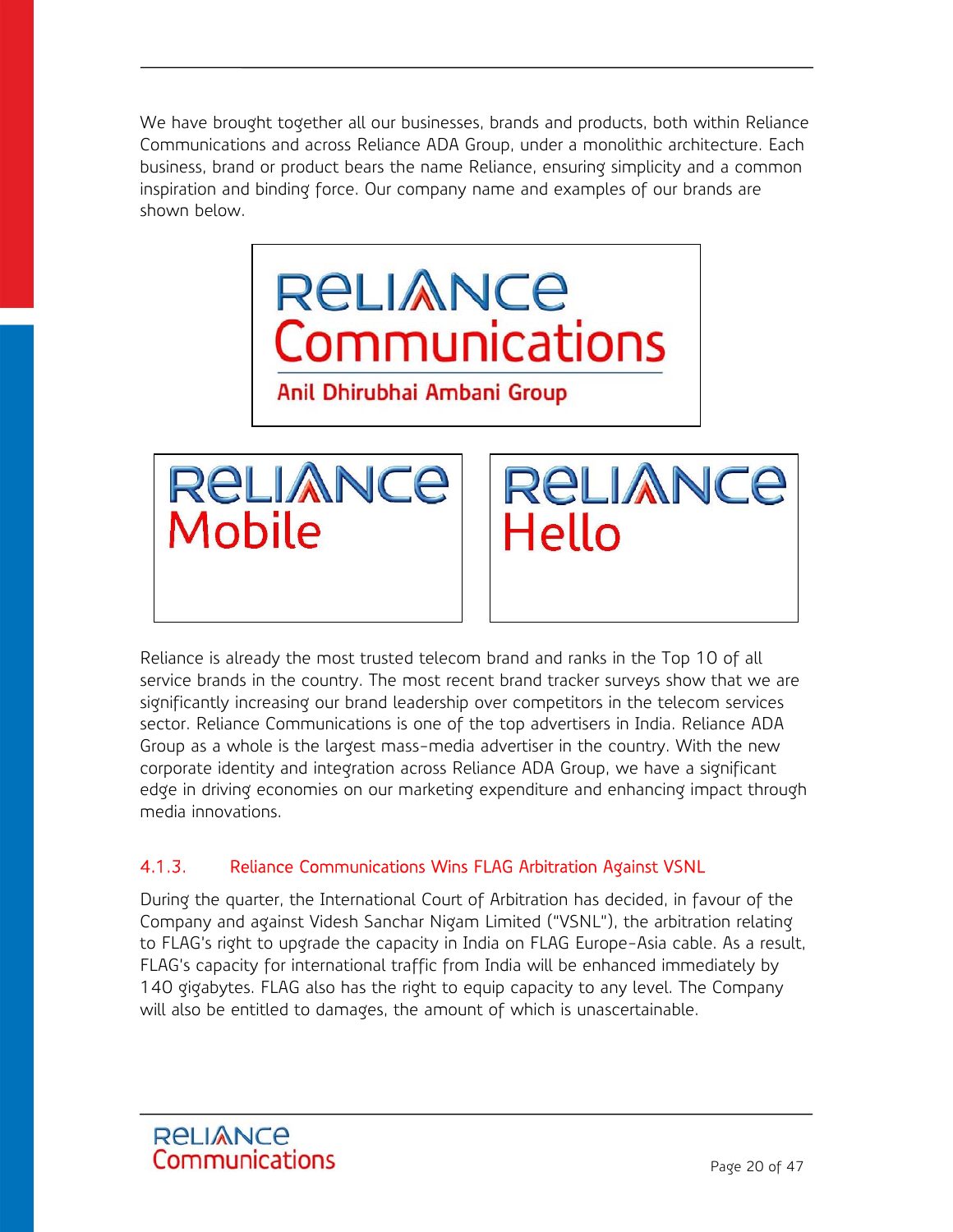We have brought together all our businesses, brands and products, both within Reliance Communications and across Reliance ADA Group, under a monolithic architecture. Each business, brand or product bears the name Reliance, ensuring simplicity and a common inspiration and binding force. Our company name and examples of our brands are shown below.

RELIANCE Communications
Anil Dhirubhai Ambani Group

RELIANCE Mobile

RELIANCE Hello

Reliance is already the most trusted telecom brand and ranks in the Top 10 of all service brands in the country. The most recent brand tracker surveys show that we are significantly increasing our brand leadership over competitors in the telecom services sector. Reliance Communications is one of the top advertisers in India. Reliance ADA Group as a whole is the largest mass-media advertiser in the country. With the new corporate identity and integration across Reliance ADA Group, we have a significant edge in driving economies on our marketing expenditure and enhancing impact through media innovations.

#### 4.1.3. Reliance Communications Wins FLAG Arbitration Against VSNL

During the quarter, the International Court of Arbitration has decided, in favour of the Company and against Videsh Sanchar Nigam Limited ("VSNL"), the arbitration relating to FLAG's right to upgrade the capacity in India on FLAG Europe-Asia cable. As a result, FLAG's capacity for international traffic from India will be enhanced immediately by 140 gigabytes. FLAG also has the right to equip capacity to any level. The Company will also be entitled to damages, the amount of which is unascertainable.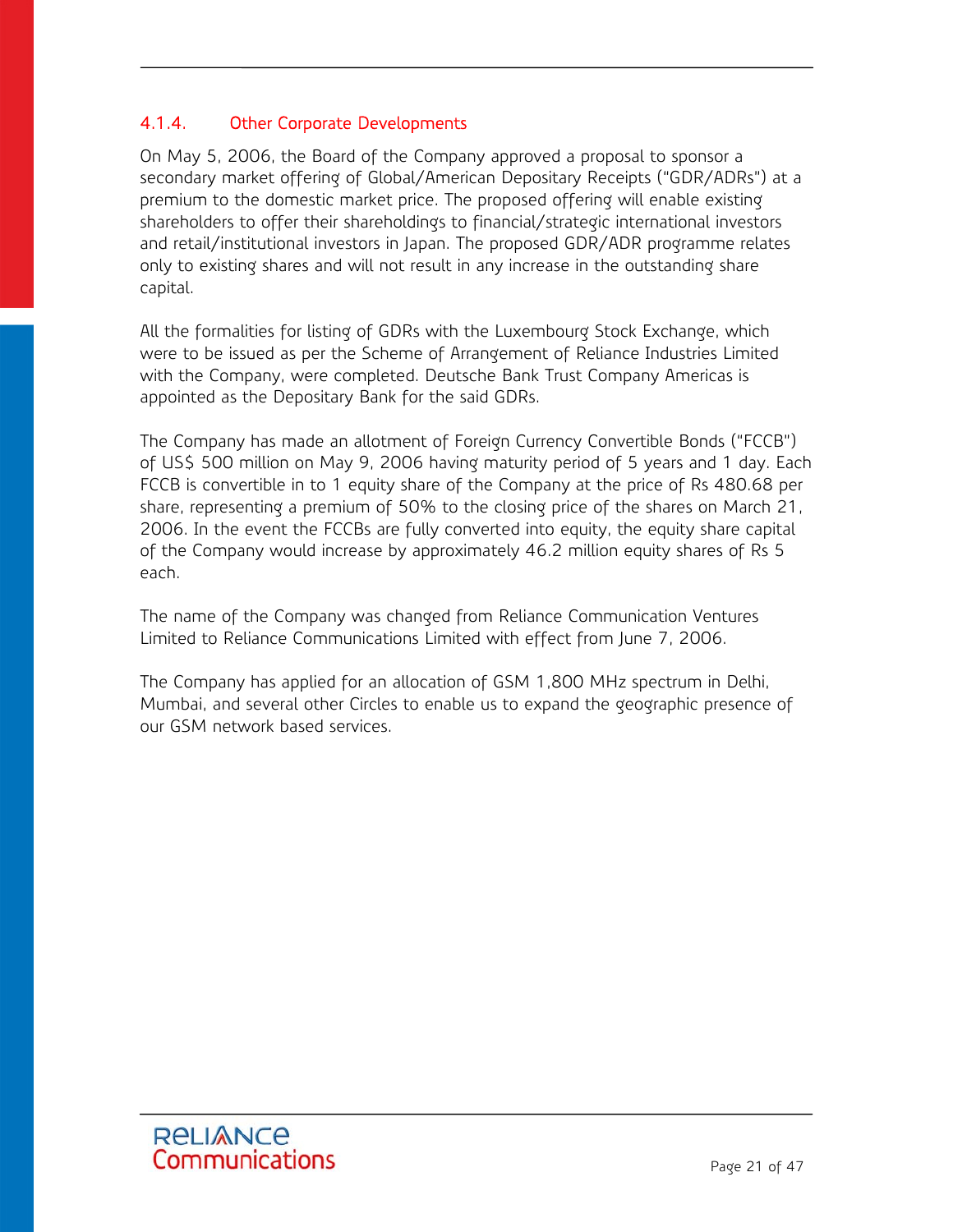### 4.1.4. Other Corporate Developments

On May 5, 2006, the Board of the Company approved a proposal to sponsor a secondary market offering of Global/American Depositary Receipts ("GDR/ADRs") at a premium to the domestic market price. The proposed offering will enable existing shareholders to offer their shareholdings to financial/strategic international investors and retail/institutional investors in Japan. The proposed GDR/ADR programme relates only to existing shares and will not result in any increase in the outstanding share capital.

All the formalities for listing of GDRs with the Luxembourg Stock Exchange, which were to be issued as per the Scheme of Arrangement of Reliance Industries Limited with the Company, were completed. Deutsche Bank Trust Company Americas is appointed as the Depositary Bank for the said GDRs.

The Company has made an allotment of Foreign Currency Convertible Bonds ("FCCB") of US$ 500 million on May 9, 2006 having maturity period of 5 years and 1 day. Each FCCB is convertible in to 1 equity share of the Company at the price of Rs 480.68 per share, representing a premium of 50% to the closing price of the shares on March 21, 2006. In the event the FCCBs are fully converted into equity, the equity share capital of the Company would increase by approximately 46.2 million equity shares of Rs 5 each.

The name of the Company was changed from Reliance Communication Ventures Limited to Reliance Communications Limited with effect from June 7, 2006.

The Company has applied for an allocation of GSM 1,800 MHz spectrum in Delhi, Mumbai, and several other Circles to enable us to expand the geographic presence of our GSM network based services.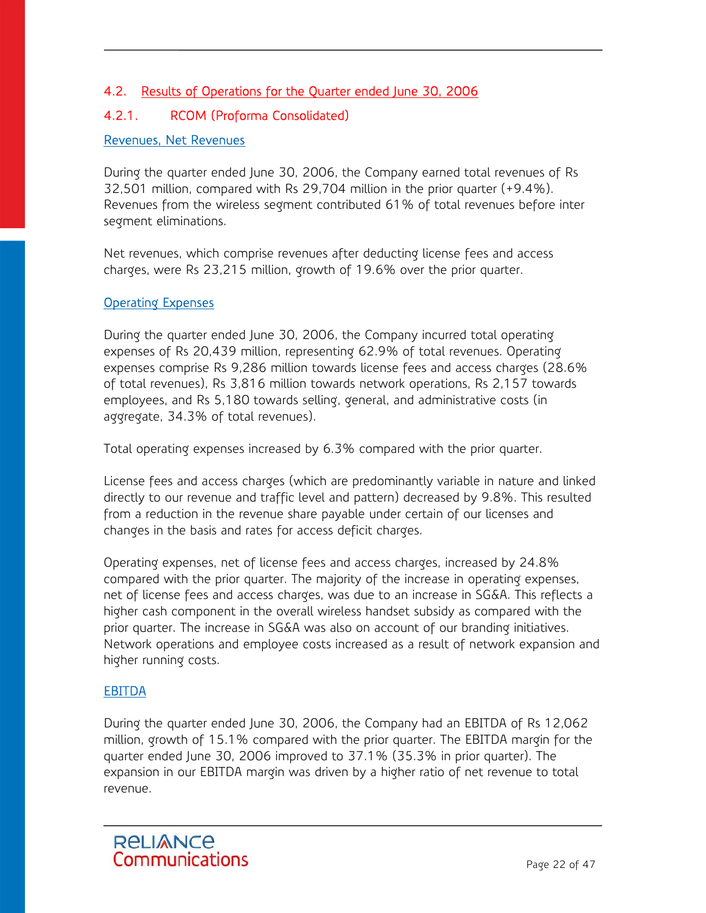## 4.2. Results of Operations for the Quarter ended June 30, 2006

### 4.2.1. RCOM (Proforma Consolidated)

#### Revenues, Net Revenues

During the quarter ended June 30, 2006, the Company earned total revenues of Rs 32,501 million, compared with Rs 29,704 million in the prior quarter (+9.4%). Revenues from the wireless segment contributed 61% of total revenues before inter segment eliminations.

Net revenues, which comprise revenues after deducting license fees and access charges, were Rs 23,215 million, growth of 19.6% over the prior quarter.

#### Operating Expenses

During the quarter ended June 30, 2006, the Company incurred total operating expenses of Rs 20,439 million, representing 62.9% of total revenues. Operating expenses comprise Rs 9,286 million towards license fees and access charges (28.6% of total revenues), Rs 3,816 million towards network operations, Rs 2,157 towards employees, and Rs 5,180 towards selling, general, and administrative costs (in aggregate, 34.3% of total revenues).

Total operating expenses increased by 6.3% compared with the prior quarter.

License fees and access charges (which are predominantly variable in nature and linked directly to our revenue and traffic level and pattern) decreased by 9.8%. This resulted from a reduction in the revenue share payable under certain of our licenses and changes in the basis and rates for access deficit charges.

Operating expenses, net of license fees and access charges, increased by 24.8% compared with the prior quarter. The majority of the increase in operating expenses, net of license fees and access charges, was due to an increase in SG&A. This reflects a higher cash component in the overall wireless handset subsidy as compared with the prior quarter. The increase in SG&A was also on account of our branding initiatives. Network operations and employee costs increased as a result of network expansion and higher running costs.

#### EBITDA

During the quarter ended June 30, 2006, the Company had an EBITDA of Rs 12,062 million, growth of 15.1% compared with the prior quarter. The EBITDA margin for the quarter ended June 30, 2006 improved to 37.1% (35.3% in prior quarter). The expansion in our EBITDA margin was driven by a higher ratio of net revenue to total revenue.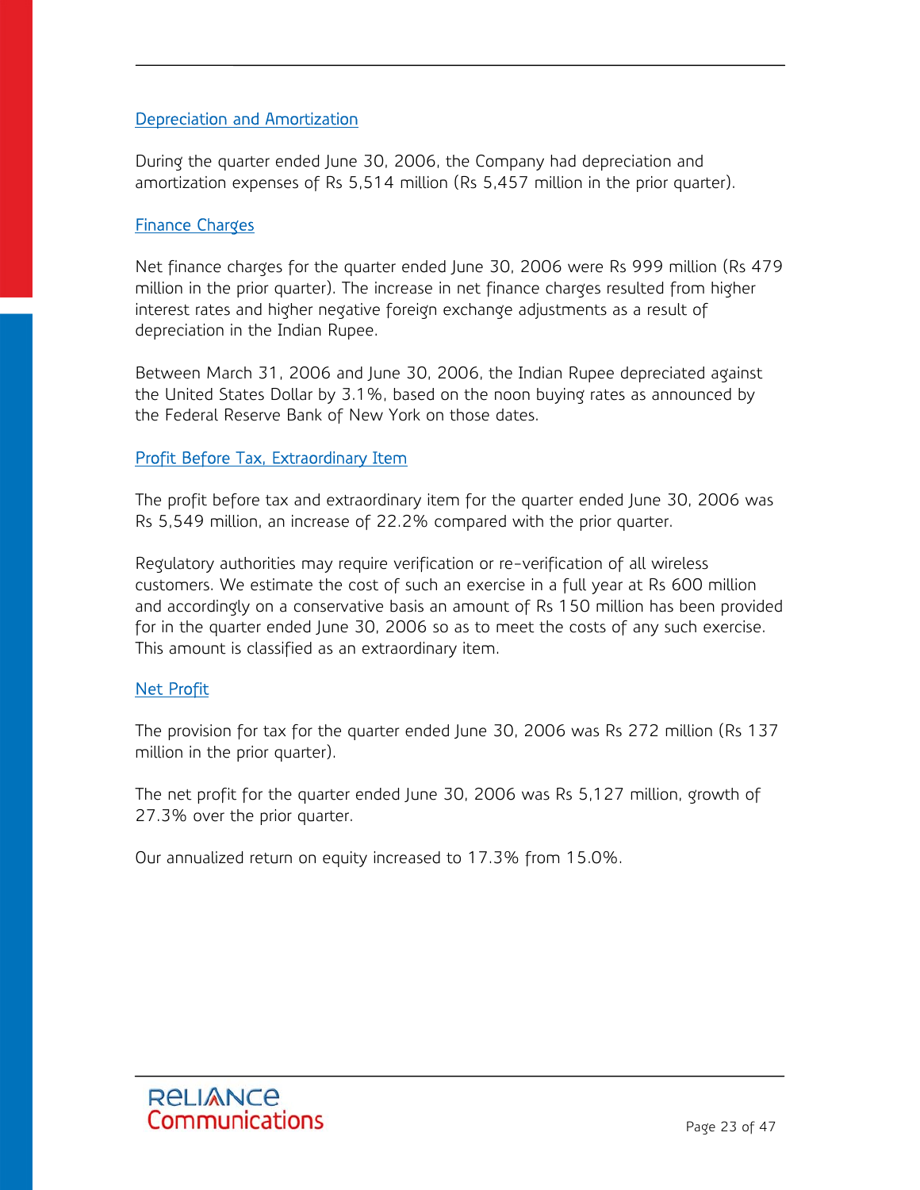### Depreciation and Amortization

During the quarter ended June 30, 2006, the Company had depreciation and amortization expenses of Rs 5,514 million (Rs 5,457 million in the prior quarter).

### Finance Charges

Net finance charges for the quarter ended June 30, 2006 were Rs 999 million (Rs 479 million in the prior quarter). The increase in net finance charges resulted from higher interest rates and higher negative foreign exchange adjustments as a result of depreciation in the Indian Rupee.

Between March 31, 2006 and June 30, 2006, the Indian Rupee depreciated against the United States Dollar by 3.1%, based on the noon buying rates as announced by the Federal Reserve Bank of New York on those dates.

### Profit Before Tax, Extraordinary Item

The profit before tax and extraordinary item for the quarter ended June 30, 2006 was Rs 5,549 million, an increase of 22.2% compared with the prior quarter.

Regulatory authorities may require verification or re-verification of all wireless customers. We estimate the cost of such an exercise in a full year at Rs 600 million and accordingly on a conservative basis an amount of Rs 150 million has been provided for in the quarter ended June 30, 2006 so as to meet the costs of any such exercise. This amount is classified as an extraordinary item.

### Net Profit

The provision for tax for the quarter ended June 30, 2006 was Rs 272 million (Rs 137 million in the prior quarter).

The net profit for the quarter ended June 30, 2006 was Rs 5,127 million, growth of 27.3% over the prior quarter.

Our annualized return on equity increased to 17.3% from 15.0%.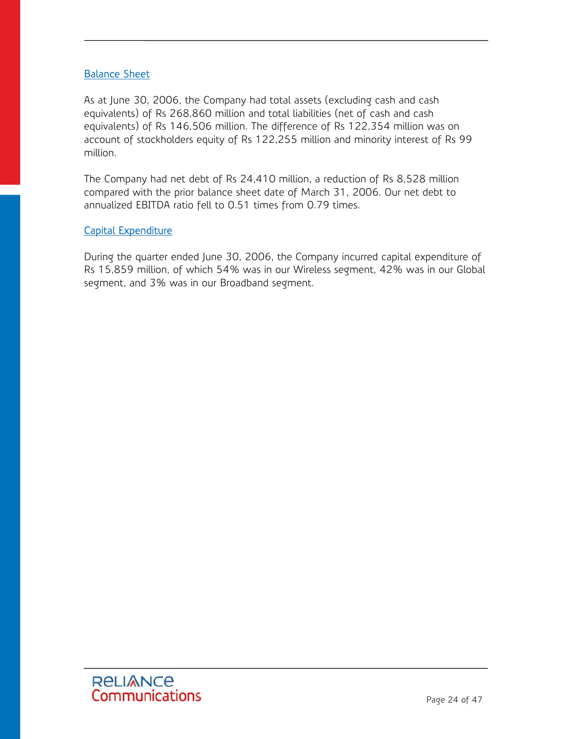## Balance Sheet

As at June 30, 2006, the Company had total assets (excluding cash and cash equivalents) of Rs 268,860 million and total liabilities (net of cash and cash equivalents) of Rs 146,506 million. The difference of Rs 122,354 million was on account of stockholders equity of Rs 122,255 million and minority interest of Rs 99 million.

The Company had net debt of Rs 24,410 million, a reduction of Rs 8,528 million compared with the prior balance sheet date of March 31, 2006. Our net debt to annualized EBITDA ratio fell to 0.51 times from 0.79 times.

## Capital Expenditure

During the quarter ended June 30, 2006, the Company incurred capital expenditure of Rs 15,859 million, of which 54% was in our Wireless segment, 42% was in our Global segment, and 3% was in our Broadband segment.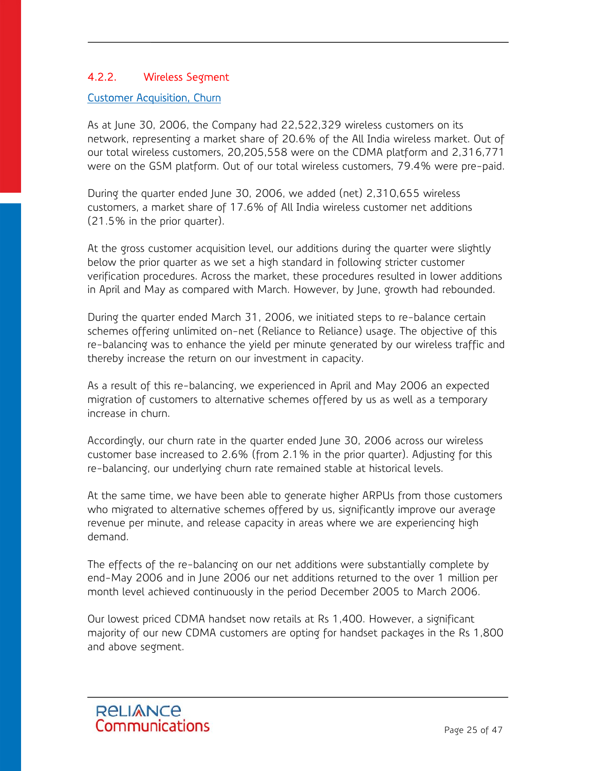### 4.2.2. Wireless Segment

Customer Acquisition, Churn

As at June 30, 2006, the Company had 22,522,329 wireless customers on its network, representing a market share of 20.6% of the All India wireless market. Out of our total wireless customers, 20,205,558 were on the CDMA platform and 2,316,771 were on the GSM platform. Out of our total wireless customers, 79.4% were pre-paid.

During the quarter ended June 30, 2006, we added (net) 2,310,655 wireless customers, a market share of 17.6% of All India wireless customer net additions (21.5% in the prior quarter).

At the gross customer acquisition level, our additions during the quarter were slightly below the prior quarter as we set a high standard in following stricter customer verification procedures. Across the market, these procedures resulted in lower additions in April and May as compared with March. However, by June, growth had rebounded.

During the quarter ended March 31, 2006, we initiated steps to re-balance certain schemes offering unlimited on-net (Reliance to Reliance) usage. The objective of this re-balancing was to enhance the yield per minute generated by our wireless traffic and thereby increase the return on our investment in capacity.

As a result of this re-balancing, we experienced in April and May 2006 an expected migration of customers to alternative schemes offered by us as well as a temporary increase in churn.

Accordingly, our churn rate in the quarter ended June 30, 2006 across our wireless customer base increased to 2.6% (from 2.1% in the prior quarter). Adjusting for this re-balancing, our underlying churn rate remained stable at historical levels.

At the same time, we have been able to generate higher ARPUs from those customers who migrated to alternative schemes offered by us, significantly improve our average revenue per minute, and release capacity in areas where we are experiencing high demand.

The effects of the re-balancing on our net additions were substantially complete by end-May 2006 and in June 2006 our net additions returned to the over 1 million per month level achieved continuously in the period December 2005 to March 2006.

Our lowest priced CDMA handset now retails at Rs 1,400. However, a significant majority of our new CDMA customers are opting for handset packages in the Rs 1,800 and above segment.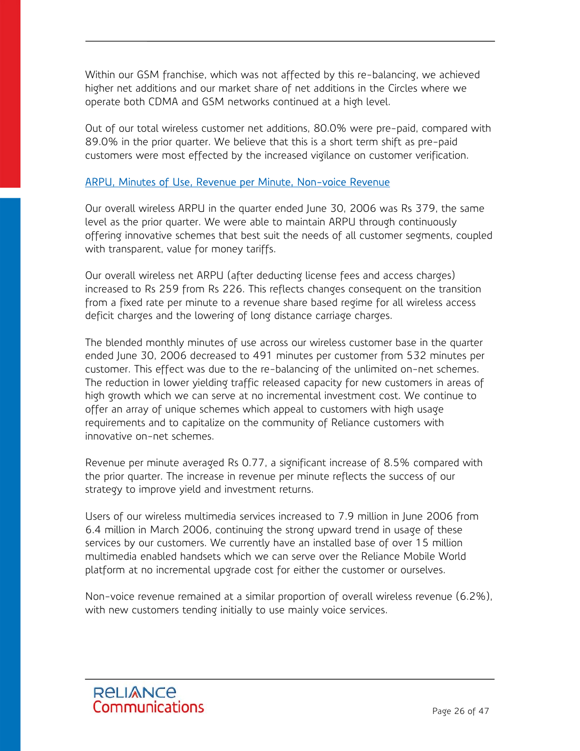Within our GSM franchise, which was not affected by this re-balancing, we achieved higher net additions and our market share of net additions in the Circles where we operate both CDMA and GSM networks continued at a high level.

Out of our total wireless customer net additions, 80.0% were pre-paid, compared with 89.0% in the prior quarter. We believe that this is a short term shift as pre-paid customers were most effected by the increased vigilance on customer verification.

## ARPU, Minutes of Use, Revenue per Minute, Non-voice Revenue

Our overall wireless ARPU in the quarter ended June 30, 2006 was Rs 379, the same level as the prior quarter. We were able to maintain ARPU through continuously offering innovative schemes that best suit the needs of all customer segments, coupled with transparent, value for money tariffs.

Our overall wireless net ARPU (after deducting license fees and access charges) increased to Rs 259 from Rs 226. This reflects changes consequent on the transition from a fixed rate per minute to a revenue share based regime for all wireless access deficit charges and the lowering of long distance carriage charges.

The blended monthly minutes of use across our wireless customer base in the quarter ended June 30, 2006 decreased to 491 minutes per customer from 532 minutes per customer. This effect was due to the re-balancing of the unlimited on-net schemes. The reduction in lower yielding traffic released capacity for new customers in areas of high growth which we can serve at no incremental investment cost. We continue to offer an array of unique schemes which appeal to customers with high usage requirements and to capitalize on the community of Reliance customers with innovative on-net schemes.

Revenue per minute averaged Rs 0.77, a significant increase of 8.5% compared with the prior quarter. The increase in revenue per minute reflects the success of our strategy to improve yield and investment returns.

Users of our wireless multimedia services increased to 7.9 million in June 2006 from 6.4 million in March 2006, continuing the strong upward trend in usage of these services by our customers. We currently have an installed base of over 15 million multimedia enabled handsets which we can serve over the Reliance Mobile World platform at no incremental upgrade cost for either the customer or ourselves.

Non-voice revenue remained at a similar proportion of overall wireless revenue (6.2%), with new customers tending initially to use mainly voice services.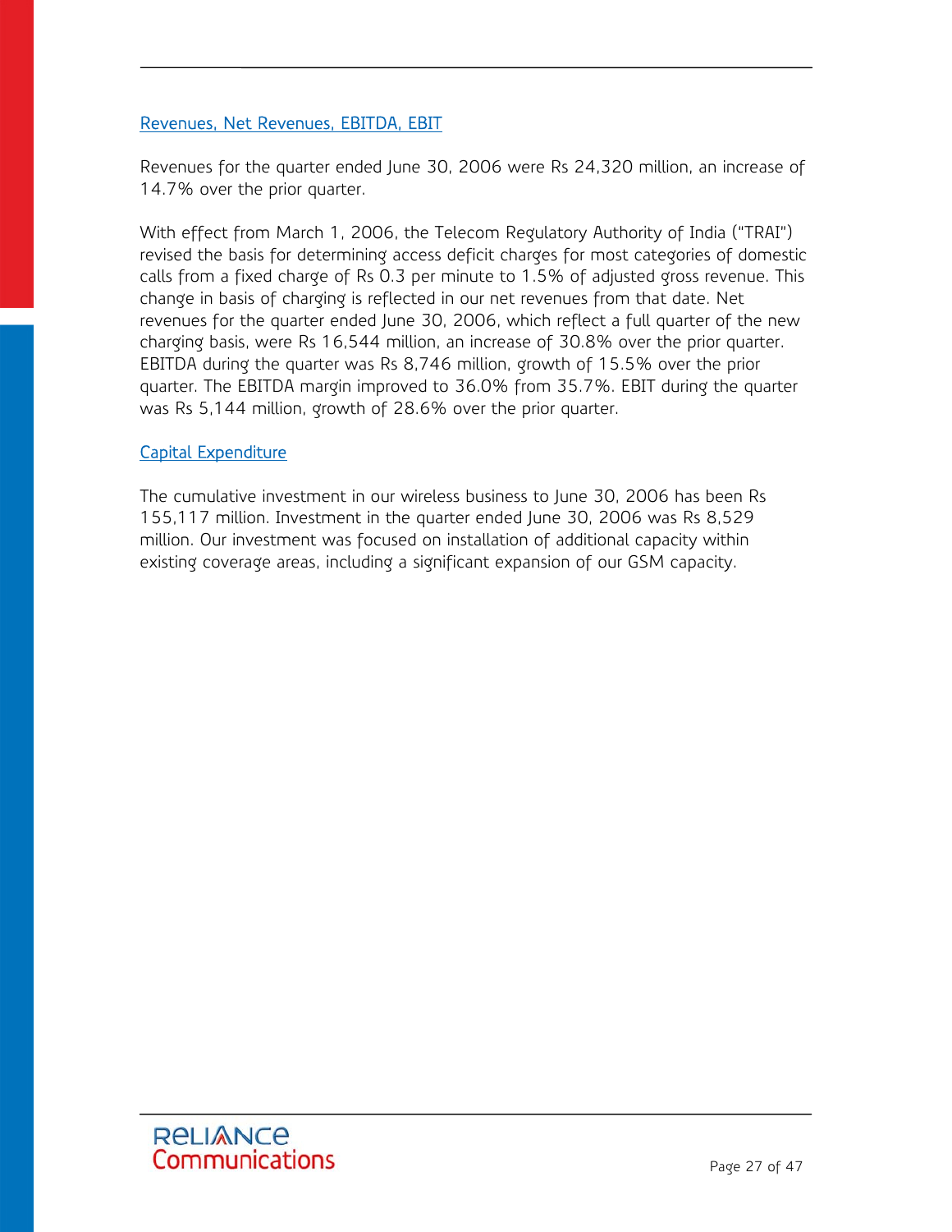### Revenues, Net Revenues, EBITDA, EBIT

Revenues for the quarter ended June 30, 2006 were Rs 24,320 million, an increase of 14.7% over the prior quarter.

With effect from March 1, 2006, the Telecom Regulatory Authority of India ("TRAI") revised the basis for determining access deficit charges for most categories of domestic calls from a fixed charge of Rs 0.3 per minute to 1.5% of adjusted gross revenue. This change in basis of charging is reflected in our net revenues from that date. Net revenues for the quarter ended June 30, 2006, which reflect a full quarter of the new charging basis, were Rs 16,544 million, an increase of 30.8% over the prior quarter. EBITDA during the quarter was Rs 8,746 million, growth of 15.5% over the prior quarter. The EBITDA margin improved to 36.0% from 35.7%. EBIT during the quarter was Rs 5,144 million, growth of 28.6% over the prior quarter.

### Capital Expenditure

The cumulative investment in our wireless business to June 30, 2006 has been Rs 155,117 million. Investment in the quarter ended June 30, 2006 was Rs 8,529 million. Our investment was focused on installation of additional capacity within existing coverage areas, including a significant expansion of our GSM capacity.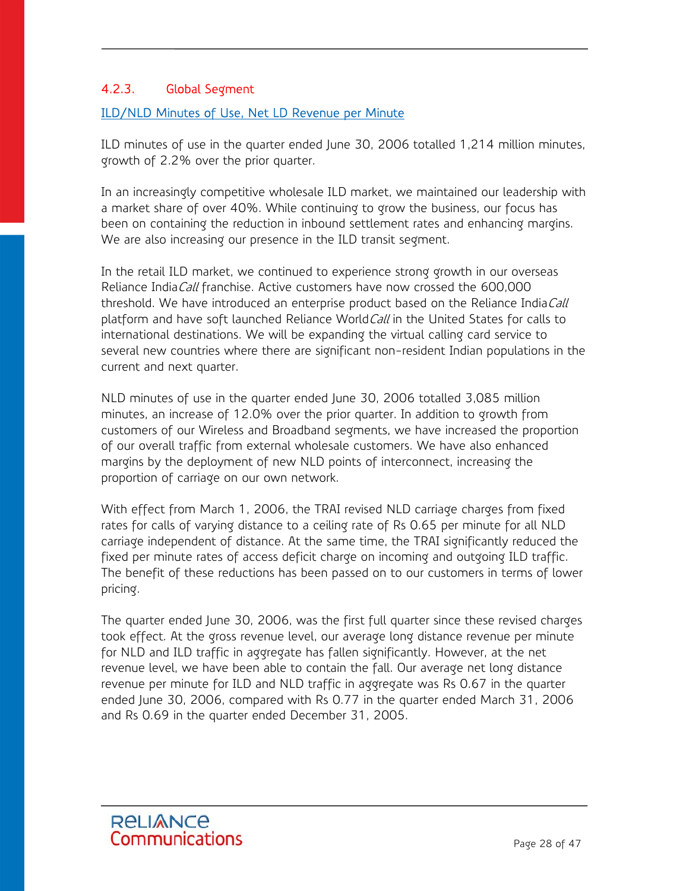### 4.2.3. Global Segment

ILD/NLD Minutes of Use, Net LD Revenue per Minute

ILD minutes of use in the quarter ended June 30, 2006 totalled 1,214 million minutes, growth of 2.2% over the prior quarter.

In an increasingly competitive wholesale ILD market, we maintained our leadership with a market share of over 40%. While continuing to grow the business, our focus has been on containing the reduction in inbound settlement rates and enhancing margins. We are also increasing our presence in the ILD transit segment.

In the retail ILD market, we continued to experience strong growth in our overseas Reliance India*Call* franchise. Active customers have now crossed the 600,000 threshold. We have introduced an enterprise product based on the Reliance India*Call* platform and have soft launched Reliance World*Call* in the United States for calls to international destinations. We will be expanding the virtual calling card service to several new countries where there are significant non-resident Indian populations in the current and next quarter.

NLD minutes of use in the quarter ended June 30, 2006 totalled 3,085 million minutes, an increase of 12.0% over the prior quarter. In addition to growth from customers of our Wireless and Broadband segments, we have increased the proportion of our overall traffic from external wholesale customers. We have also enhanced margins by the deployment of new NLD points of interconnect, increasing the proportion of carriage on our own network.

With effect from March 1, 2006, the TRAI revised NLD carriage charges from fixed rates for calls of varying distance to a ceiling rate of Rs 0.65 per minute for all NLD carriage independent of distance. At the same time, the TRAI significantly reduced the fixed per minute rates of access deficit charge on incoming and outgoing ILD traffic. The benefit of these reductions has been passed on to our customers in terms of lower pricing.

The quarter ended June 30, 2006, was the first full quarter since these revised charges took effect. At the gross revenue level, our average long distance revenue per minute for NLD and ILD traffic in aggregate has fallen significantly. However, at the net revenue level, we have been able to contain the fall. Our average net long distance revenue per minute for ILD and NLD traffic in aggregate was Rs 0.67 in the quarter ended June 30, 2006, compared with Rs 0.77 in the quarter ended March 31, 2006 and Rs 0.69 in the quarter ended December 31, 2005.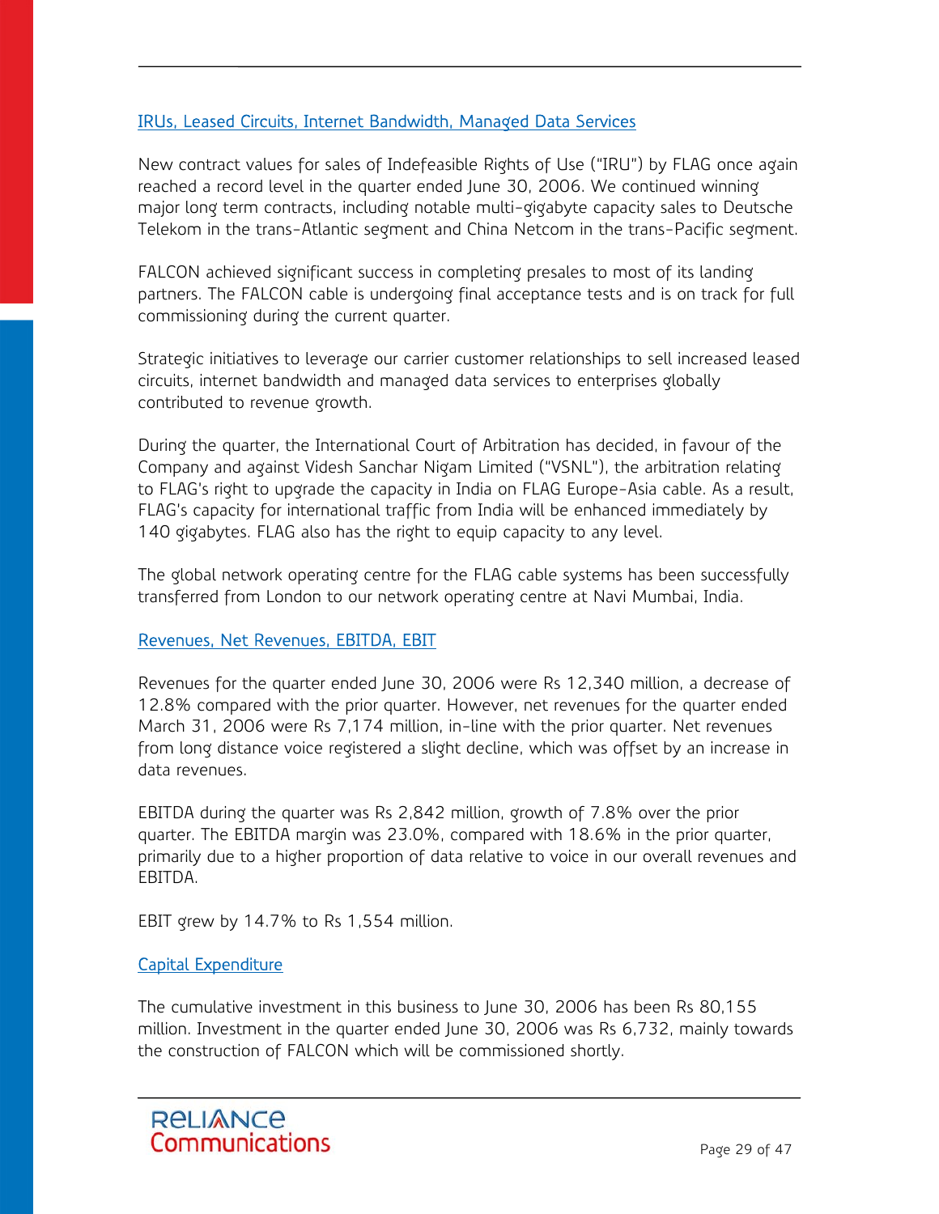### IRUs, Leased Circuits, Internet Bandwidth, Managed Data Services

New contract values for sales of Indefeasible Rights of Use ("IRU") by FLAG once again reached a record level in the quarter ended June 30, 2006. We continued winning major long term contracts, including notable multi-gigabyte capacity sales to Deutsche Telekom in the trans-Atlantic segment and China Netcom in the trans-Pacific segment.

FALCON achieved significant success in completing presales to most of its landing partners. The FALCON cable is undergoing final acceptance tests and is on track for full commissioning during the current quarter.

Strategic initiatives to leverage our carrier customer relationships to sell increased leased circuits, internet bandwidth and managed data services to enterprises globally contributed to revenue growth.

During the quarter, the International Court of Arbitration has decided, in favour of the Company and against Videsh Sanchar Nigam Limited ("VSNL"), the arbitration relating to FLAG's right to upgrade the capacity in India on FLAG Europe-Asia cable. As a result, FLAG's capacity for international traffic from India will be enhanced immediately by 140 gigabytes. FLAG also has the right to equip capacity to any level.

The global network operating centre for the FLAG cable systems has been successfully transferred from London to our network operating centre at Navi Mumbai, India.

### Revenues, Net Revenues, EBITDA, EBIT

Revenues for the quarter ended June 30, 2006 were Rs 12,340 million, a decrease of 12.8% compared with the prior quarter. However, net revenues for the quarter ended March 31, 2006 were Rs 7,174 million, in-line with the prior quarter. Net revenues from long distance voice registered a slight decline, which was offset by an increase in data revenues.

EBITDA during the quarter was Rs 2,842 million, growth of 7.8% over the prior quarter. The EBITDA margin was 23.0%, compared with 18.6% in the prior quarter, primarily due to a higher proportion of data relative to voice in our overall revenues and EBITDA.

EBIT grew by 14.7% to Rs 1,554 million.

### Capital Expenditure

The cumulative investment in this business to June 30, 2006 has been Rs 80,155 million. Investment in the quarter ended June 30, 2006 was Rs 6,732, mainly towards the construction of FALCON which will be commissioned shortly.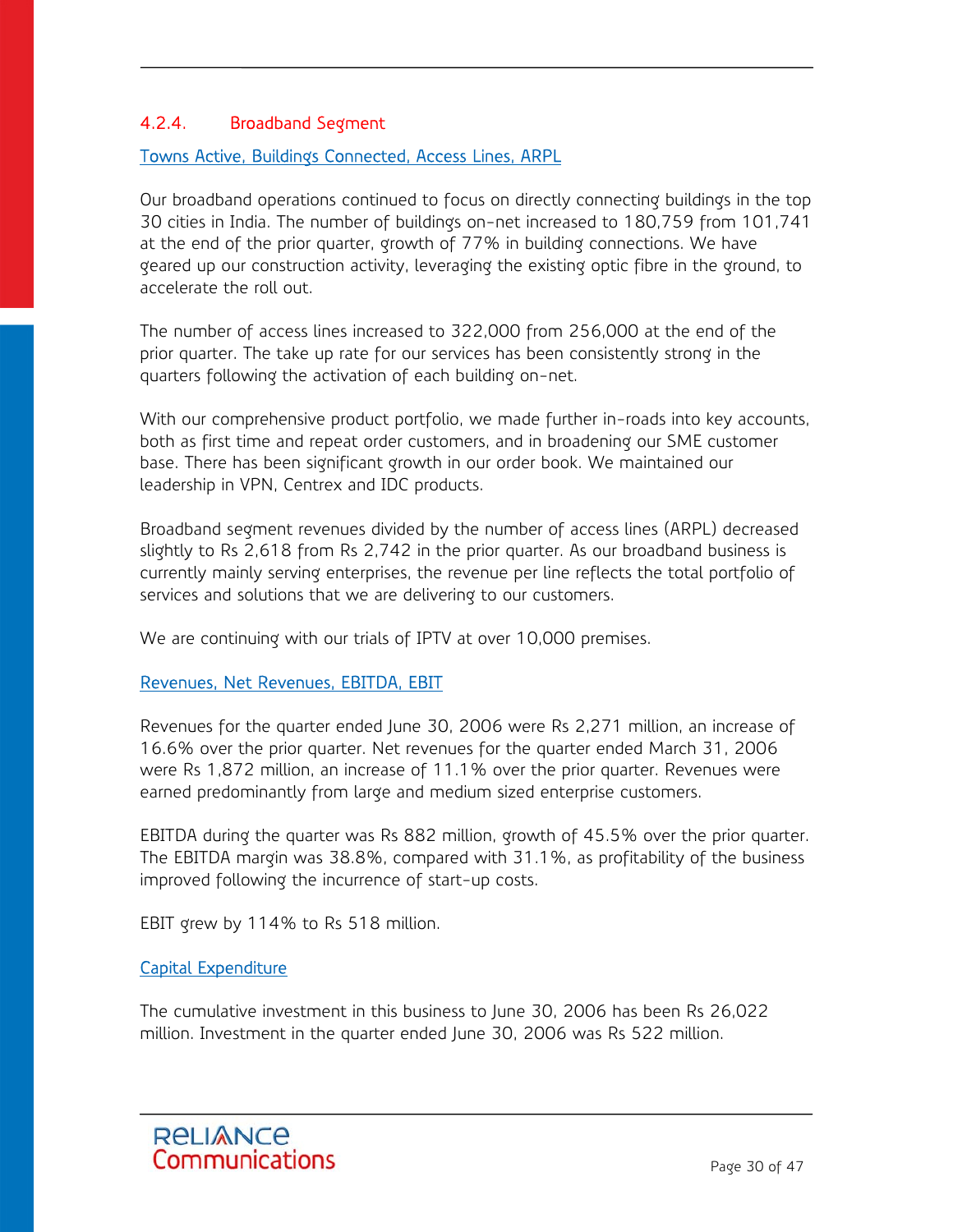### 4.2.4. Broadband Segment

Towns Active, Buildings Connected, Access Lines, ARPL

Our broadband operations continued to focus on directly connecting buildings in the top 30 cities in India. The number of buildings on-net increased to 180,759 from 101,741 at the end of the prior quarter, growth of 77% in building connections. We have geared up our construction activity, leveraging the existing optic fibre in the ground, to accelerate the roll out.

The number of access lines increased to 322,000 from 256,000 at the end of the prior quarter. The take up rate for our services has been consistently strong in the quarters following the activation of each building on-net.

With our comprehensive product portfolio, we made further in-roads into key accounts, both as first time and repeat order customers, and in broadening our SME customer base. There has been significant growth in our order book. We maintained our leadership in VPN, Centrex and IDC products.

Broadband segment revenues divided by the number of access lines (ARPL) decreased slightly to Rs 2,618 from Rs 2,742 in the prior quarter. As our broadband business is currently mainly serving enterprises, the revenue per line reflects the total portfolio of services and solutions that we are delivering to our customers.

We are continuing with our trials of IPTV at over 10,000 premises.

Revenues, Net Revenues, EBITDA, EBIT

Revenues for the quarter ended June 30, 2006 were Rs 2,271 million, an increase of 16.6% over the prior quarter. Net revenues for the quarter ended March 31, 2006 were Rs 1,872 million, an increase of 11.1% over the prior quarter. Revenues were earned predominantly from large and medium sized enterprise customers.

EBITDA during the quarter was Rs 882 million, growth of 45.5% over the prior quarter. The EBITDA margin was 38.8%, compared with 31.1%, as profitability of the business improved following the incurrence of start-up costs.

EBIT grew by 114% to Rs 518 million.

Capital Expenditure

The cumulative investment in this business to June 30, 2006 has been Rs 26,022 million. Investment in the quarter ended June 30, 2006 was Rs 522 million.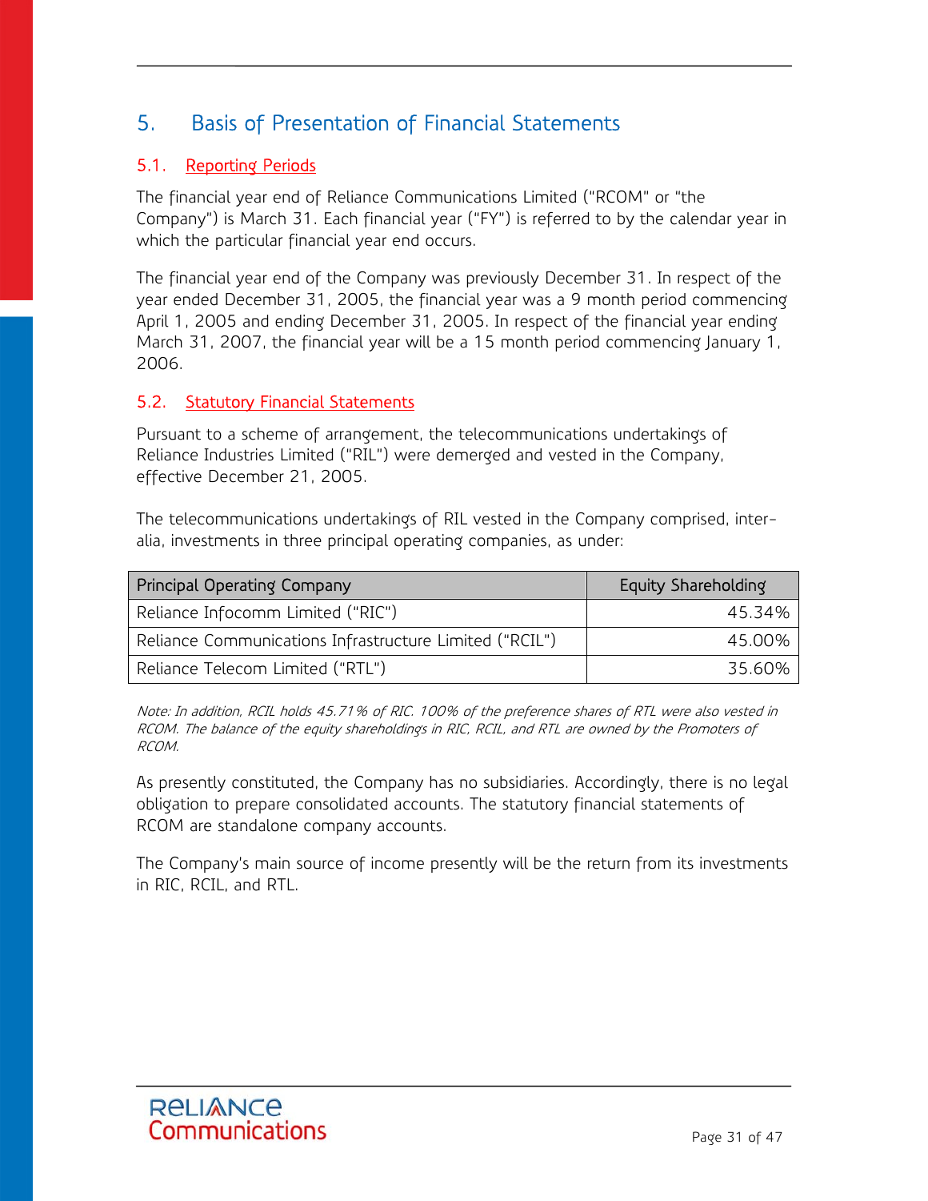## 5. Basis of Presentation of Financial Statements

### 5.1. Reporting Periods

The financial year end of Reliance Communications Limited ("RCOM" or "the Company") is March 31. Each financial year ("FY") is referred to by the calendar year in which the particular financial year end occurs.

The financial year end of the Company was previously December 31. In respect of the year ended December 31, 2005, the financial year was a 9 month period commencing April 1, 2005 and ending December 31, 2005. In respect of the financial year ending March 31, 2007, the financial year will be a 15 month period commencing January 1, 2006.

### 5.2. Statutory Financial Statements

Pursuant to a scheme of arrangement, the telecommunications undertakings of Reliance Industries Limited ("RIL") were demerged and vested in the Company, effective December 21, 2005.

The telecommunications undertakings of RIL vested in the Company comprised, inter-alia, investments in three principal operating companies, as under:

| Principal Operating Company | Equity Shareholding |
|---|---:|
| Reliance Infocomm Limited ("RIC") | 45.34% |
| Reliance Communications Infrastructure Limited ("RCIL") | 45.00% |
| Reliance Telecom Limited ("RTL") | 35.60% |

*Note: In addition, RCIL holds 45.71% of RIC. 100% of the preference shares of RTL were also vested in RCOM. The balance of the equity shareholdings in RIC, RCIL, and RTL are owned by the Promoters of RCOM.*

As presently constituted, the Company has no subsidiaries. Accordingly, there is no legal obligation to prepare consolidated accounts. The statutory financial statements of RCOM are standalone company accounts.

The Company's main source of income presently will be the return from its investments in RIC, RCIL, and RTL.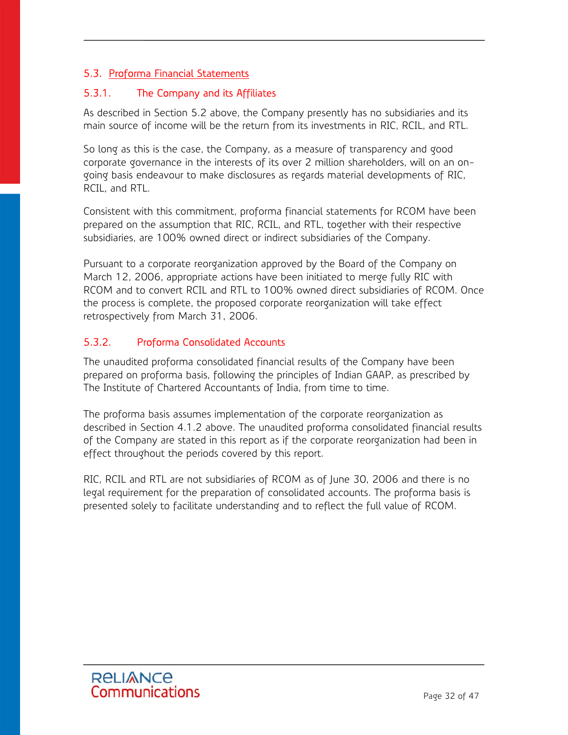## 5.3. Proforma Financial Statements

### 5.3.1. The Company and its Affiliates

As described in Section 5.2 above, the Company presently has no subsidiaries and its main source of income will be the return from its investments in RIC, RCIL, and RTL.

So long as this is the case, the Company, as a measure of transparency and good corporate governance in the interests of its over 2 million shareholders, will on an on-going basis endeavour to make disclosures as regards material developments of RIC, RCIL, and RTL.

Consistent with this commitment, proforma financial statements for RCOM have been prepared on the assumption that RIC, RCIL, and RTL, together with their respective subsidiaries, are 100% owned direct or indirect subsidiaries of the Company.

Pursuant to a corporate reorganization approved by the Board of the Company on March 12, 2006, appropriate actions have been initiated to merge fully RIC with RCOM and to convert RCIL and RTL to 100% owned direct subsidiaries of RCOM. Once the process is complete, the proposed corporate reorganization will take effect retrospectively from March 31, 2006.

### 5.3.2. Proforma Consolidated Accounts

The unaudited proforma consolidated financial results of the Company have been prepared on proforma basis, following the principles of Indian GAAP, as prescribed by The Institute of Chartered Accountants of India, from time to time.

The proforma basis assumes implementation of the corporate reorganization as described in Section 4.1.2 above. The unaudited proforma consolidated financial results of the Company are stated in this report as if the corporate reorganization had been in effect throughout the periods covered by this report.

RIC, RCIL and RTL are not subsidiaries of RCOM as of June 30, 2006 and there is no legal requirement for the preparation of consolidated accounts. The proforma basis is presented solely to facilitate understanding and to reflect the full value of RCOM.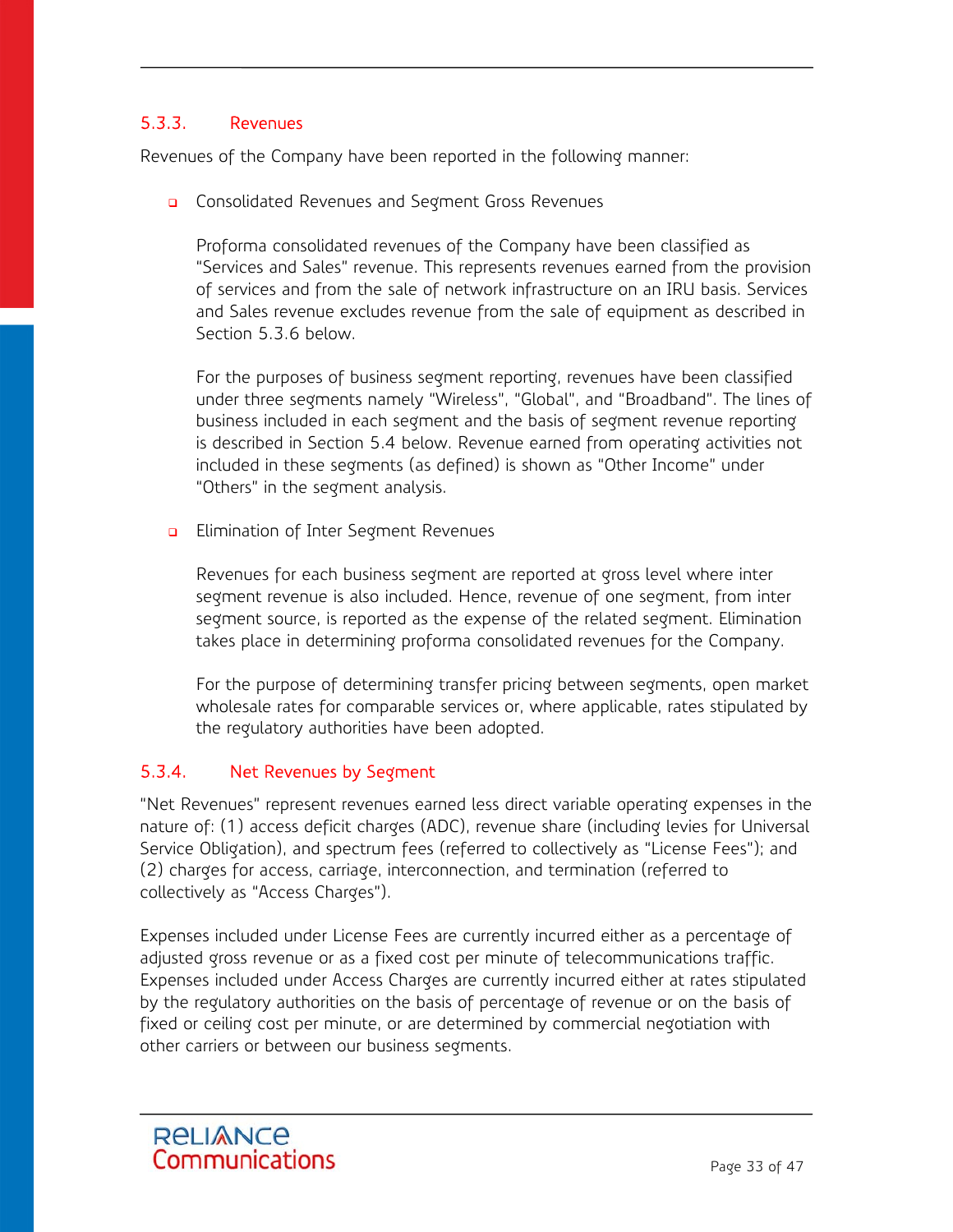### 5.3.3. Revenues

Revenues of the Company have been reported in the following manner:

- Consolidated Revenues and Segment Gross Revenues

  Proforma consolidated revenues of the Company have been classified as "Services and Sales" revenue. This represents revenues earned from the provision of services and from the sale of network infrastructure on an IRU basis. Services and Sales revenue excludes revenue from the sale of equipment as described in Section 5.3.6 below.

  For the purposes of business segment reporting, revenues have been classified under three segments namely "Wireless", "Global", and "Broadband". The lines of business included in each segment and the basis of segment revenue reporting is described in Section 5.4 below. Revenue earned from operating activities not included in these segments (as defined) is shown as "Other Income" under "Others" in the segment analysis.

- Elimination of Inter Segment Revenues

  Revenues for each business segment are reported at gross level where inter segment revenue is also included. Hence, revenue of one segment, from inter segment source, is reported as the expense of the related segment. Elimination takes place in determining proforma consolidated revenues for the Company.

  For the purpose of determining transfer pricing between segments, open market wholesale rates for comparable services or, where applicable, rates stipulated by the regulatory authorities have been adopted.

### 5.3.4. Net Revenues by Segment

"Net Revenues" represent revenues earned less direct variable operating expenses in the nature of: (1) access deficit charges (ADC), revenue share (including levies for Universal Service Obligation), and spectrum fees (referred to collectively as "License Fees"); and (2) charges for access, carriage, interconnection, and termination (referred to collectively as "Access Charges").

Expenses included under License Fees are currently incurred either as a percentage of adjusted gross revenue or as a fixed cost per minute of telecommunications traffic. Expenses included under Access Charges are currently incurred either at rates stipulated by the regulatory authorities on the basis of percentage of revenue or on the basis of fixed or ceiling cost per minute, or are determined by commercial negotiation with other carriers or between our business segments.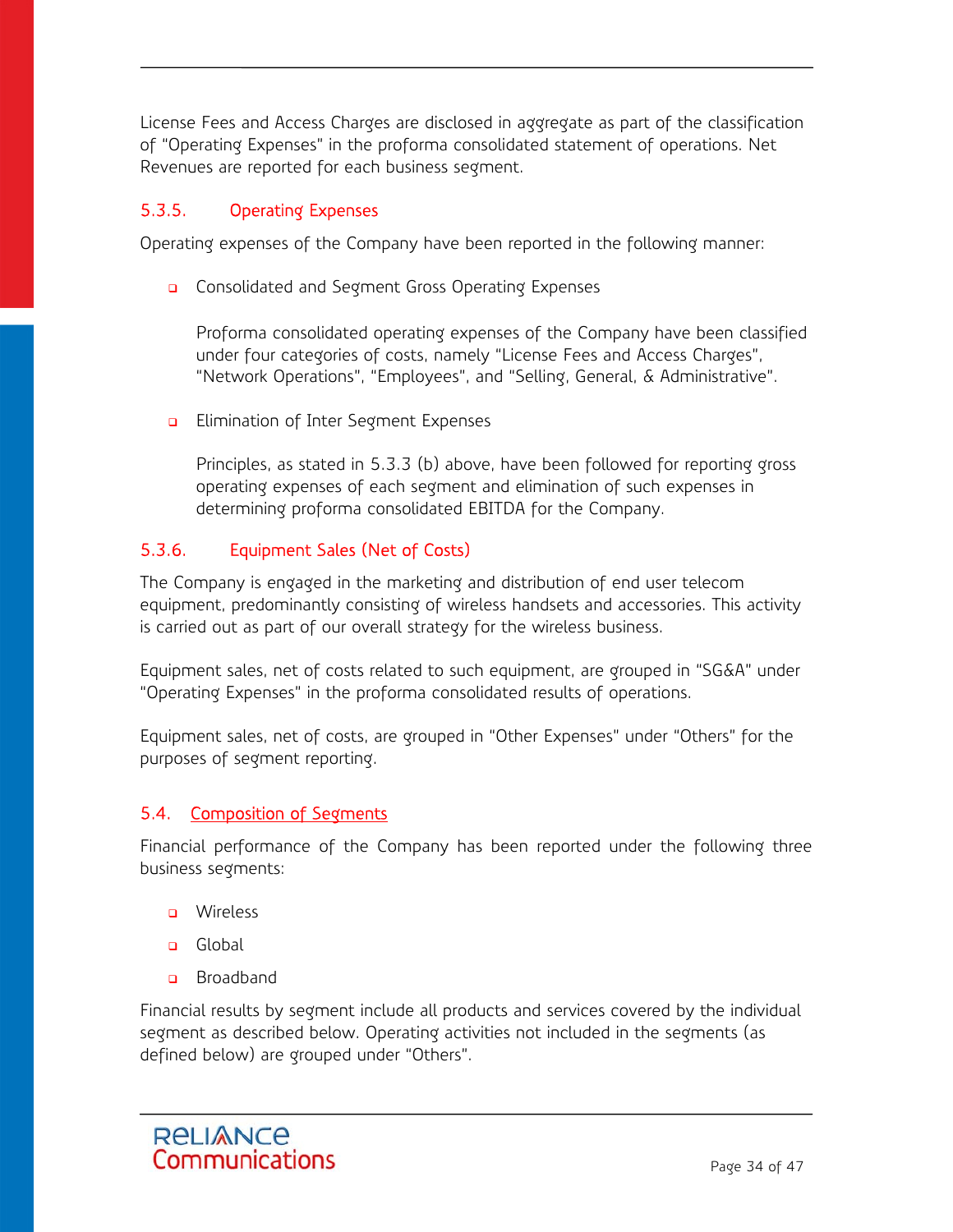License Fees and Access Charges are disclosed in aggregate as part of the classification of "Operating Expenses" in the proforma consolidated statement of operations. Net Revenues are reported for each business segment.

### 5.3.5. Operating Expenses

Operating expenses of the Company have been reported in the following manner:

- Consolidated and Segment Gross Operating Expenses

  Proforma consolidated operating expenses of the Company have been classified under four categories of costs, namely "License Fees and Access Charges", "Network Operations", "Employees", and "Selling, General, & Administrative".

- Elimination of Inter Segment Expenses

  Principles, as stated in 5.3.3 (b) above, have been followed for reporting gross operating expenses of each segment and elimination of such expenses in determining proforma consolidated EBITDA for the Company.

### 5.3.6. Equipment Sales (Net of Costs)

The Company is engaged in the marketing and distribution of end user telecom equipment, predominantly consisting of wireless handsets and accessories. This activity is carried out as part of our overall strategy for the wireless business.

Equipment sales, net of costs related to such equipment, are grouped in "SG&A" under "Operating Expenses" in the proforma consolidated results of operations.

Equipment sales, net of costs, are grouped in "Other Expenses" under "Others" for the purposes of segment reporting.

## 5.4. Composition of Segments

Financial performance of the Company has been reported under the following three business segments:

- Wireless
- Global
- Broadband

Financial results by segment include all products and services covered by the individual segment as described below. Operating activities not included in the segments (as defined below) are grouped under "Others".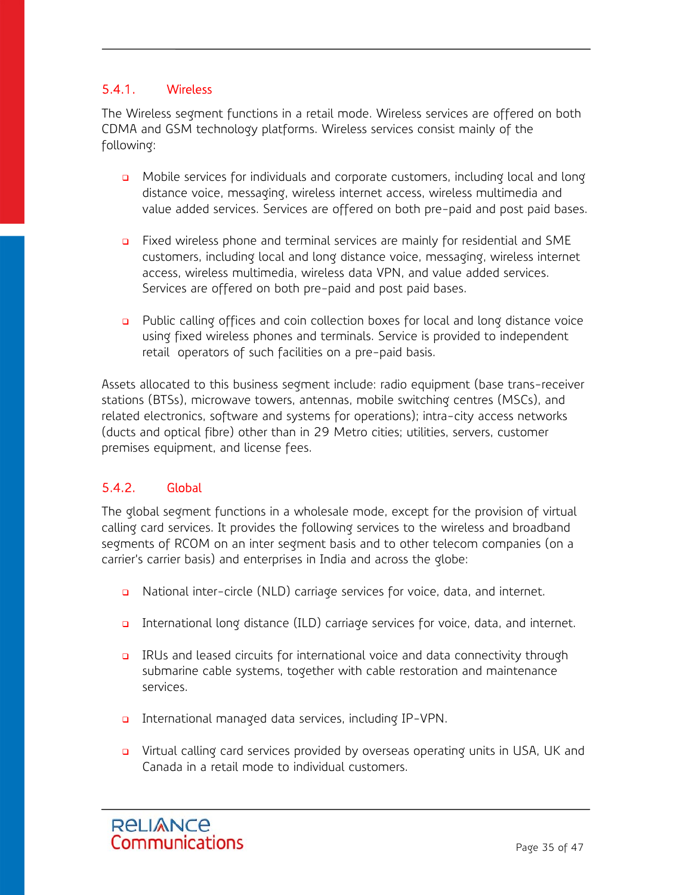### 5.4.1. Wireless

The Wireless segment functions in a retail mode. Wireless services are offered on both CDMA and GSM technology platforms. Wireless services consist mainly of the following:

- Mobile services for individuals and corporate customers, including local and long distance voice, messaging, wireless internet access, wireless multimedia and value added services. Services are offered on both pre-paid and post paid bases.

- Fixed wireless phone and terminal services are mainly for residential and SME customers, including local and long distance voice, messaging, wireless internet access, wireless multimedia, wireless data VPN, and value added services. Services are offered on both pre-paid and post paid bases.

- Public calling offices and coin collection boxes for local and long distance voice using fixed wireless phones and terminals. Service is provided to independent retail operators of such facilities on a pre-paid basis.

Assets allocated to this business segment include: radio equipment (base trans-receiver stations (BTSs), microwave towers, antennas, mobile switching centres (MSCs), and related electronics, software and systems for operations); intra-city access networks (ducts and optical fibre) other than in 29 Metro cities; utilities, servers, customer premises equipment, and license fees.

### 5.4.2. Global

The global segment functions in a wholesale mode, except for the provision of virtual calling card services. It provides the following services to the wireless and broadband segments of RCOM on an inter segment basis and to other telecom companies (on a carrier's carrier basis) and enterprises in India and across the globe:

- National inter-circle (NLD) carriage services for voice, data, and internet.

- International long distance (ILD) carriage services for voice, data, and internet.

- IRUs and leased circuits for international voice and data connectivity through submarine cable systems, together with cable restoration and maintenance services.

- International managed data services, including IP-VPN.

- Virtual calling card services provided by overseas operating units in USA, UK and Canada in a retail mode to individual customers.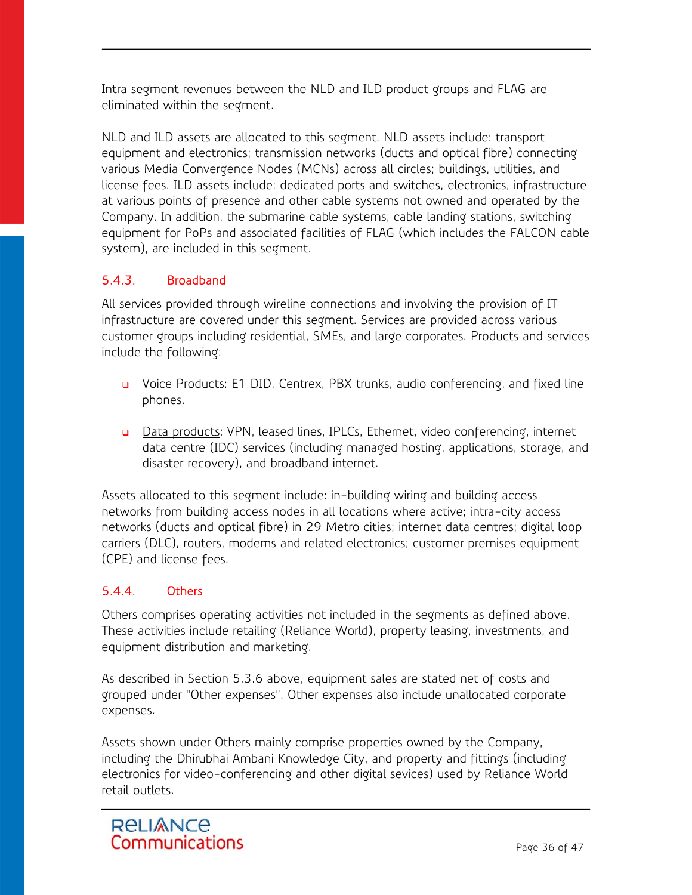Intra segment revenues between the NLD and ILD product groups and FLAG are eliminated within the segment.

NLD and ILD assets are allocated to this segment. NLD assets include: transport equipment and electronics; transmission networks (ducts and optical fibre) connecting various Media Convergence Nodes (MCNs) across all circles; buildings, utilities, and license fees. ILD assets include: dedicated ports and switches, electronics, infrastructure at various points of presence and other cable systems not owned and operated by the Company. In addition, the submarine cable systems, cable landing stations, switching equipment for PoPs and associated facilities of FLAG (which includes the FALCON cable system), are included in this segment.

### 5.4.3. Broadband

All services provided through wireline connections and involving the provision of IT infrastructure are covered under this segment. Services are provided across various customer groups including residential, SMEs, and large corporates. Products and services include the following:

- <u>Voice Products</u>: E1 DID, Centrex, PBX trunks, audio conferencing, and fixed line phones.

- <u>Data products</u>: VPN, leased lines, IPLCs, Ethernet, video conferencing, internet data centre (IDC) services (including managed hosting, applications, storage, and disaster recovery), and broadband internet.

Assets allocated to this segment include: in-building wiring and building access networks from building access nodes in all locations where active; intra-city access networks (ducts and optical fibre) in 29 Metro cities; internet data centres; digital loop carriers (DLC), routers, modems and related electronics; customer premises equipment (CPE) and license fees.

### 5.4.4. Others

Others comprises operating activities not included in the segments as defined above. These activities include retailing (Reliance World), property leasing, investments, and equipment distribution and marketing.

As described in Section 5.3.6 above, equipment sales are stated net of costs and grouped under "Other expenses". Other expenses also include unallocated corporate expenses.

Assets shown under Others mainly comprise properties owned by the Company, including the Dhirubhai Ambani Knowledge City, and property and fittings (including electronics for video-conferencing and other digital sevices) used by Reliance World retail outlets.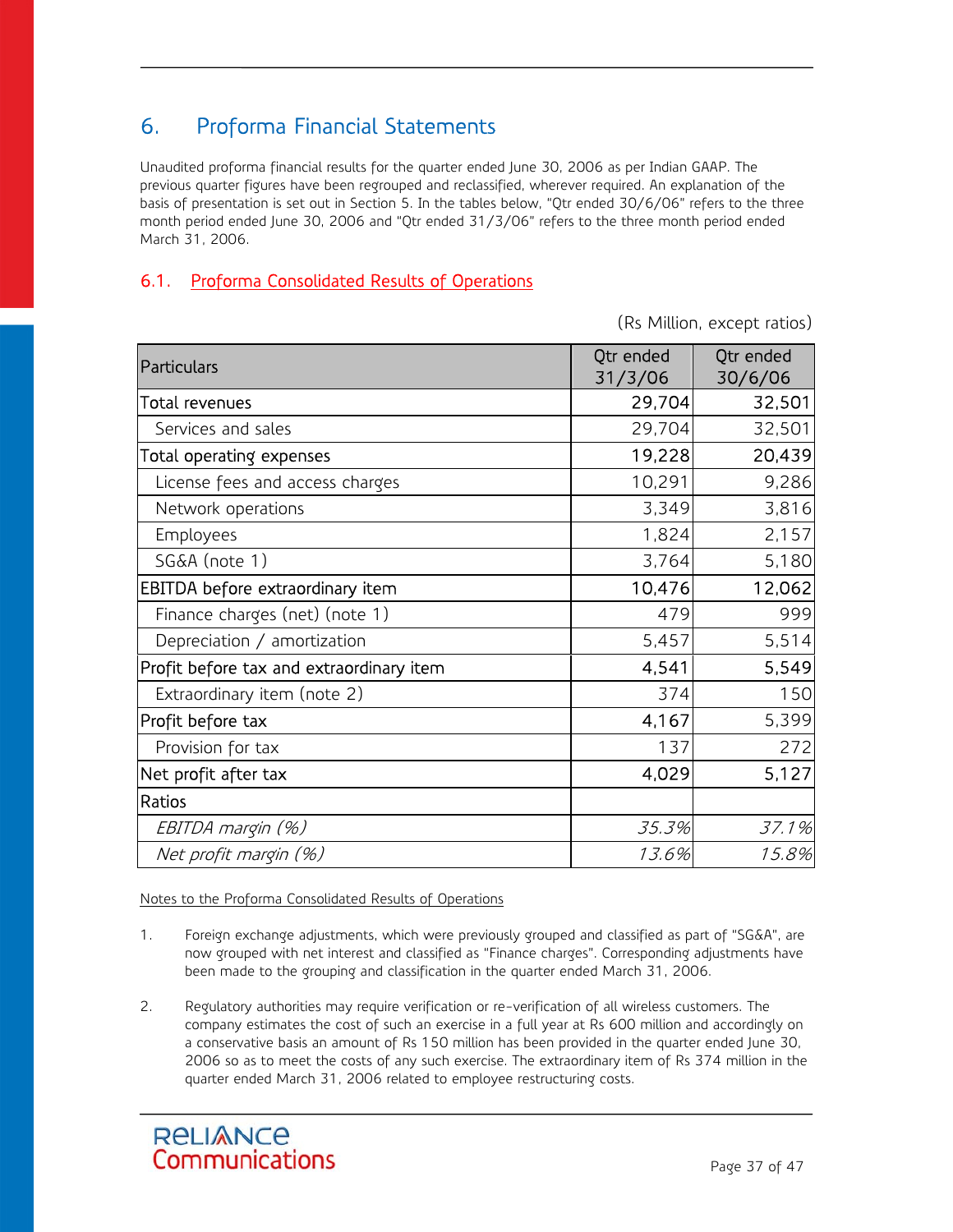## 6. Proforma Financial Statements

Unaudited proforma financial results for the quarter ended June 30, 2006 as per Indian GAAP. The previous quarter figures have been regrouped and reclassified, wherever required. An explanation of the basis of presentation is set out in Section 5. In the tables below, "Qtr ended 30/6/06" refers to the three month period ended June 30, 2006 and "Qtr ended 31/3/06" refers to the three month period ended March 31, 2006.

### 6.1. Proforma Consolidated Results of Operations

(Rs Million, except ratios)

| Particulars | Qtr ended 31/3/06 | Qtr ended 30/6/06 |
|---|---|---|
| **Total revenues** | **29,704** | **32,501** |
| Services and sales | 29,704 | 32,501 |
| **Total operating expenses** | **19,228** | **20,439** |
| License fees and access charges | 10,291 | 9,286 |
| Network operations | 3,349 | 3,816 |
| Employees | 1,824 | 2,157 |
| SG&A (note 1) | 3,764 | 5,180 |
| **EBITDA before extraordinary item** | **10,476** | **12,062** |
| Finance charges (net) (note 1) | 479 | 999 |
| Depreciation / amortization | 5,457 | 5,514 |
| **Profit before tax and extraordinary item** | **4,541** | **5,549** |
| Extraordinary item (note 2) | 374 | 150 |
| **Profit before tax** | **4,167** | 5,399 |
| Provision for tax | 137 | 272 |
| **Net profit after tax** | **4,029** | 5,127 |
| Ratios | | |
| *EBITDA margin (%)* | *35.3%* | *37.1%* |
| *Net profit margin (%)* | *13.6%* | *15.8%* |

Notes to the Proforma Consolidated Results of Operations

1. Foreign exchange adjustments, which were previously grouped and classified as part of "SG&A", are now grouped with net interest and classified as "Finance charges". Corresponding adjustments have been made to the grouping and classification in the quarter ended March 31, 2006.

2. Regulatory authorities may require verification or re-verification of all wireless customers. The company estimates the cost of such an exercise in a full year at Rs 600 million and accordingly on a conservative basis an amount of Rs 150 million has been provided in the quarter ended June 30, 2006 so as to meet the costs of any such exercise. The extraordinary item of Rs 374 million in the quarter ended March 31, 2006 related to employee restructuring costs.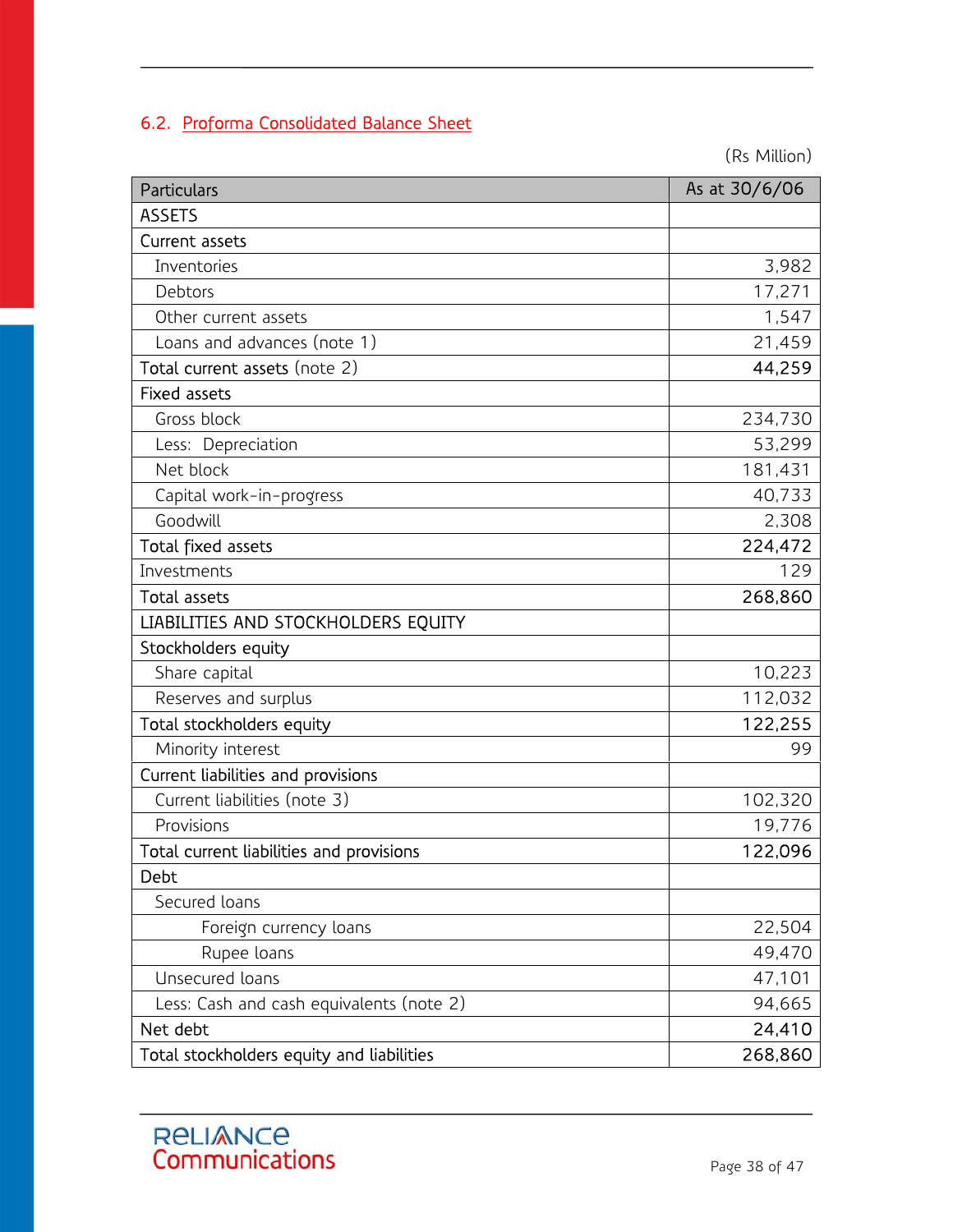## 6.2. Proforma Consolidated Balance Sheet

(Rs Million)

| Particulars | As at 30/6/06 |
|---|---|
| ASSETS | |
| Current assets | |
| Inventories | 3,982 |
| Debtors | 17,271 |
| Other current assets | 1,547 |
| Loans and advances (note 1) | 21,459 |
| **Total current assets** (note 2) | **44,259** |
| Fixed assets | |
| Gross block | 234,730 |
| Less: Depreciation | 53,299 |
| Net block | 181,431 |
| Capital work-in-progress | 40,733 |
| Goodwill | 2,308 |
| **Total fixed assets** | **224,472** |
| Investments | 129 |
| **Total assets** | **268,860** |
| LIABILITIES AND STOCKHOLDERS EQUITY | |
| Stockholders equity | |
| Share capital | 10,223 |
| Reserves and surplus | 112,032 |
| **Total stockholders equity** | **122,255** |
| Minority interest | 99 |
| Current liabilities and provisions | |
| Current liabilities (note 3) | 102,320 |
| Provisions | 19,776 |
| **Total current liabilities and provisions** | **122,096** |
| Debt | |
| Secured loans | |
| Foreign currency loans | 22,504 |
| Rupee loans | 49,470 |
| Unsecured loans | 47,101 |
| Less: Cash and cash equivalents (note 2) | 94,665 |
| **Net debt** | **24,410** |
| **Total stockholders equity and liabilities** | **268,860** |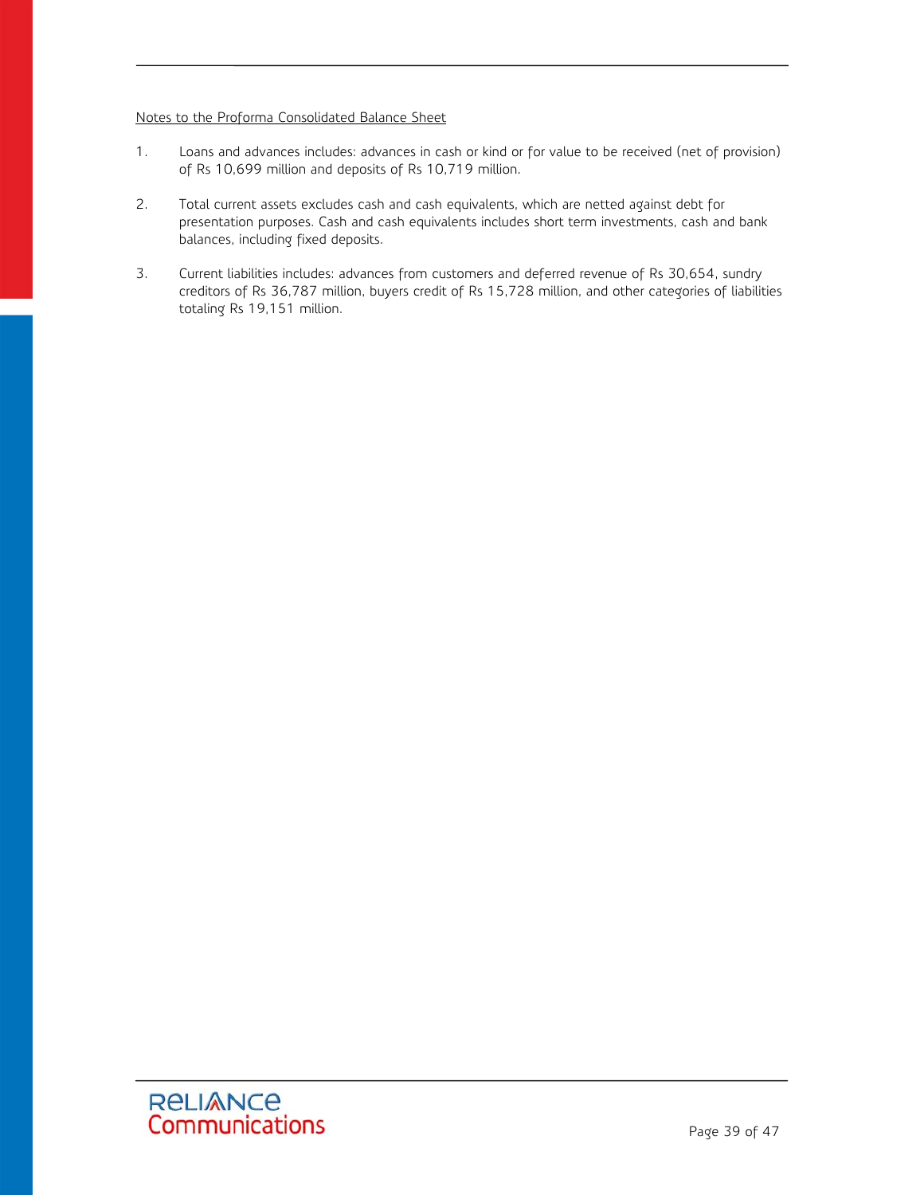Notes to the Proforma Consolidated Balance Sheet

1. Loans and advances includes: advances in cash or kind or for value to be received (net of provision) of Rs 10,699 million and deposits of Rs 10,719 million.

2. Total current assets excludes cash and cash equivalents, which are netted against debt for presentation purposes. Cash and cash equivalents includes short term investments, cash and bank balances, including fixed deposits.

3. Current liabilities includes: advances from customers and deferred revenue of Rs 30,654, sundry creditors of Rs 36,787 million, buyers credit of Rs 15,728 million, and other categories of liabilities totaling Rs 19,151 million.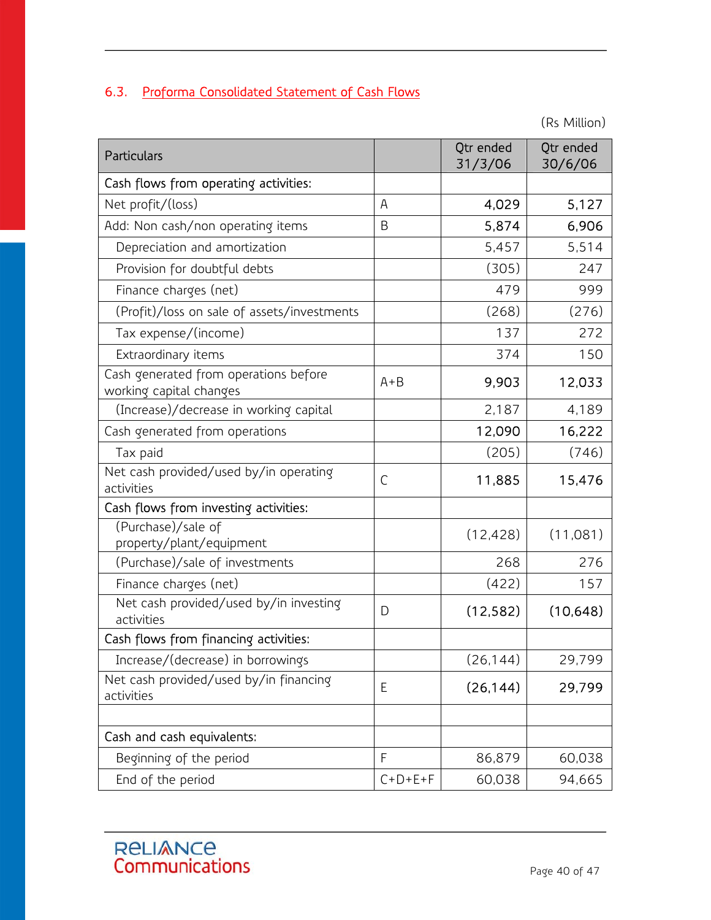### 6.3. Proforma Consolidated Statement of Cash Flows

(Rs Million)

| Particulars | | Qtr ended 31/3/06 | Qtr ended 30/6/06 |
|---|---|---|---|
| Cash flows from operating activities: | | | |
| Net profit/(loss) | A | **4,029** | **5,127** |
| Add: Non cash/non operating items | B | **5,874** | **6,906** |
| Depreciation and amortization | | 5,457 | 5,514 |
| Provision for doubtful debts | | (305) | 247 |
| Finance charges (net) | | 479 | 999 |
| (Profit)/loss on sale of assets/investments | | (268) | (276) |
| Tax expense/(income) | | 137 | 272 |
| Extraordinary items | | 374 | 150 |
| Cash generated from operations before working capital changes | A+B | **9,903** | **12,033** |
| (Increase)/decrease in working capital | | 2,187 | 4,189 |
| Cash generated from operations | | **12,090** | **16,222** |
| Tax paid | | (205) | (746) |
| Net cash provided/used by/in operating activities | C | **11,885** | **15,476** |
| Cash flows from investing activities: | | | |
| (Purchase)/sale of property/plant/equipment | | (12,428) | (11,081) |
| (Purchase)/sale of investments | | 268 | 276 |
| Finance charges (net) | | (422) | 157 |
| Net cash provided/used by/in investing activities | D | **(12,582)** | **(10,648)** |
| Cash flows from financing activities: | | | |
| Increase/(decrease) in borrowings | | (26,144) | 29,799 |
| Net cash provided/used by/in financing activities | E | **(26,144)** | **29,799** |
| | | | |
| Cash and cash equivalents: | | | |
| Beginning of the period | F | 86,879 | 60,038 |
| End of the period | C+D+E+F | 60,038 | 94,665 |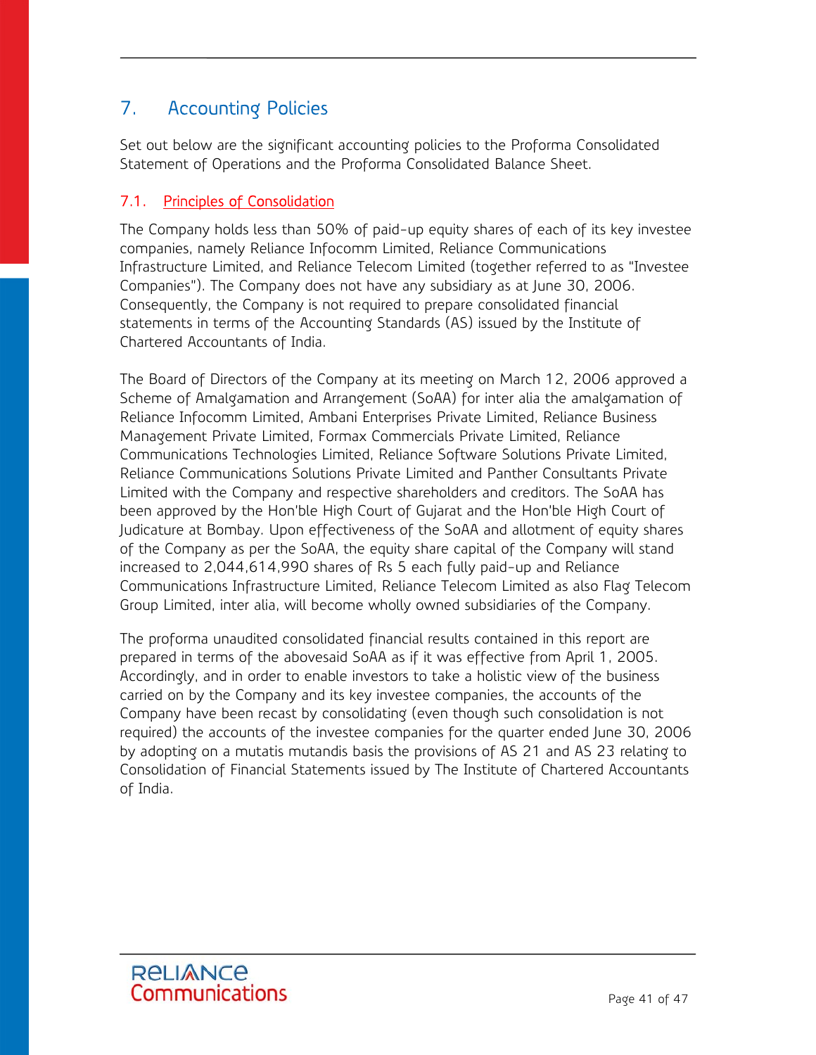## 7. Accounting Policies

Set out below are the significant accounting policies to the Proforma Consolidated Statement of Operations and the Proforma Consolidated Balance Sheet.

### 7.1. Principles of Consolidation

The Company holds less than 50% of paid-up equity shares of each of its key investee companies, namely Reliance Infocomm Limited, Reliance Communications Infrastructure Limited, and Reliance Telecom Limited (together referred to as "Investee Companies"). The Company does not have any subsidiary as at June 30, 2006. Consequently, the Company is not required to prepare consolidated financial statements in terms of the Accounting Standards (AS) issued by the Institute of Chartered Accountants of India.

The Board of Directors of the Company at its meeting on March 12, 2006 approved a Scheme of Amalgamation and Arrangement (SoAA) for inter alia the amalgamation of Reliance Infocomm Limited, Ambani Enterprises Private Limited, Reliance Business Management Private Limited, Formax Commercials Private Limited, Reliance Communications Technologies Limited, Reliance Software Solutions Private Limited, Reliance Communications Solutions Private Limited and Panther Consultants Private Limited with the Company and respective shareholders and creditors. The SoAA has been approved by the Hon'ble High Court of Gujarat and the Hon'ble High Court of Judicature at Bombay. Upon effectiveness of the SoAA and allotment of equity shares of the Company as per the SoAA, the equity share capital of the Company will stand increased to 2,044,614,990 shares of Rs 5 each fully paid-up and Reliance Communications Infrastructure Limited, Reliance Telecom Limited as also Flag Telecom Group Limited, inter alia, will become wholly owned subsidiaries of the Company.

The proforma unaudited consolidated financial results contained in this report are prepared in terms of the abovesaid SoAA as if it was effective from April 1, 2005. Accordingly, and in order to enable investors to take a holistic view of the business carried on by the Company and its key investee companies, the accounts of the Company have been recast by consolidating (even though such consolidation is not required) the accounts of the investee companies for the quarter ended June 30, 2006 by adopting on a mutatis mutandis basis the provisions of AS 21 and AS 23 relating to Consolidation of Financial Statements issued by The Institute of Chartered Accountants of India.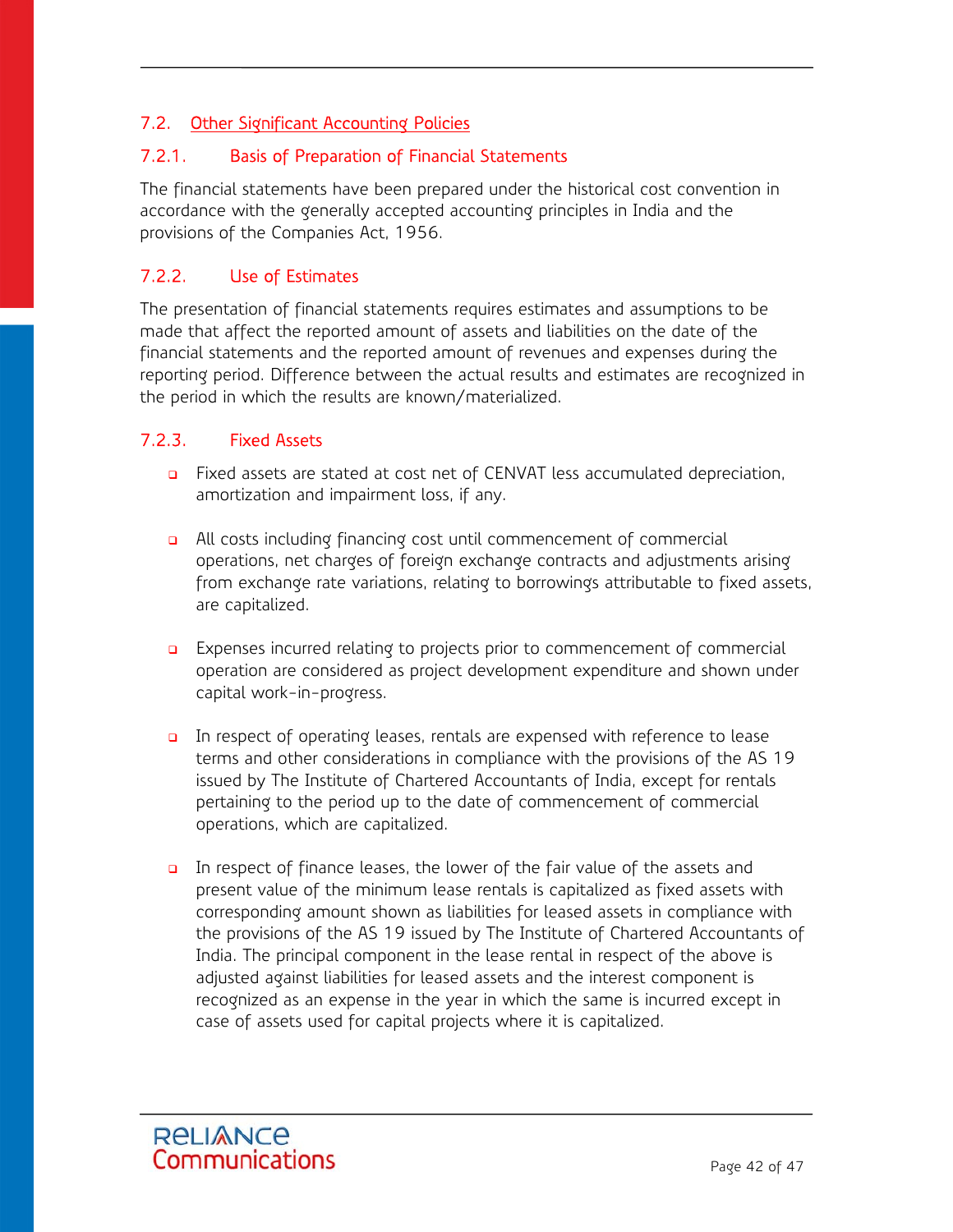## 7.2. Other Significant Accounting Policies

### 7.2.1. Basis of Preparation of Financial Statements

The financial statements have been prepared under the historical cost convention in accordance with the generally accepted accounting principles in India and the provisions of the Companies Act, 1956.

### 7.2.2. Use of Estimates

The presentation of financial statements requires estimates and assumptions to be made that affect the reported amount of assets and liabilities on the date of the financial statements and the reported amount of revenues and expenses during the reporting period. Difference between the actual results and estimates are recognized in the period in which the results are known/materialized.

### 7.2.3. Fixed Assets

- Fixed assets are stated at cost net of CENVAT less accumulated depreciation, amortization and impairment loss, if any.

- All costs including financing cost until commencement of commercial operations, net charges of foreign exchange contracts and adjustments arising from exchange rate variations, relating to borrowings attributable to fixed assets, are capitalized.

- Expenses incurred relating to projects prior to commencement of commercial operation are considered as project development expenditure and shown under capital work-in-progress.

- In respect of operating leases, rentals are expensed with reference to lease terms and other considerations in compliance with the provisions of the AS 19 issued by The Institute of Chartered Accountants of India, except for rentals pertaining to the period up to the date of commencement of commercial operations, which are capitalized.

- In respect of finance leases, the lower of the fair value of the assets and present value of the minimum lease rentals is capitalized as fixed assets with corresponding amount shown as liabilities for leased assets in compliance with the provisions of the AS 19 issued by The Institute of Chartered Accountants of India. The principal component in the lease rental in respect of the above is adjusted against liabilities for leased assets and the interest component is recognized as an expense in the year in which the same is incurred except in case of assets used for capital projects where it is capitalized.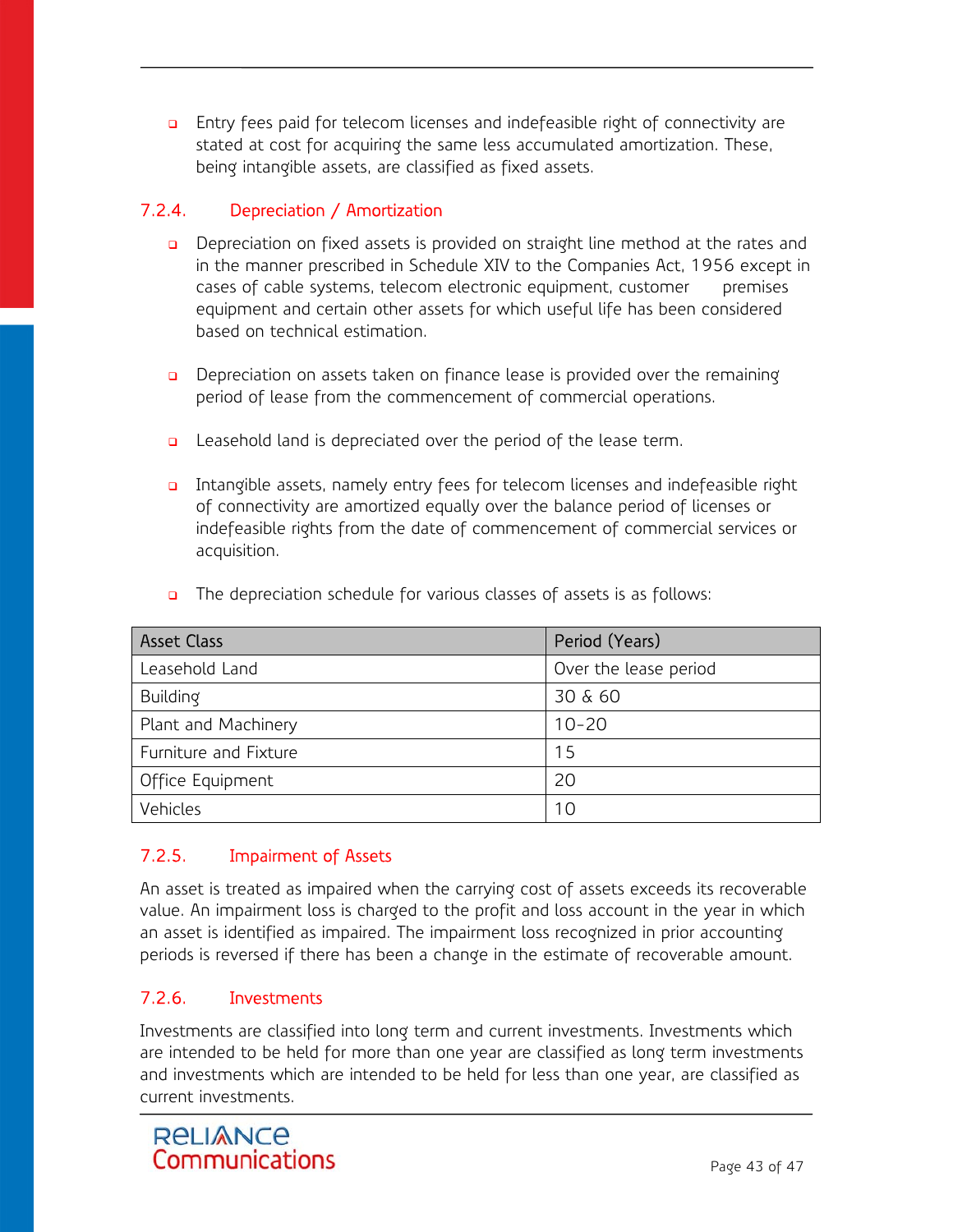- Entry fees paid for telecom licenses and indefeasible right of connectivity are stated at cost for acquiring the same less accumulated amortization. These, being intangible assets, are classified as fixed assets.

### 7.2.4. Depreciation / Amortization

- Depreciation on fixed assets is provided on straight line method at the rates and in the manner prescribed in Schedule XIV to the Companies Act, 1956 except in cases of cable systems, telecom electronic equipment, customer premises equipment and certain other assets for which useful life has been considered based on technical estimation.

- Depreciation on assets taken on finance lease is provided over the remaining period of lease from the commencement of commercial operations.

- Leasehold land is depreciated over the period of the lease term.

- Intangible assets, namely entry fees for telecom licenses and indefeasible right of connectivity are amortized equally over the balance period of licenses or indefeasible rights from the date of commencement of commercial services or acquisition.

- The depreciation schedule for various classes of assets is as follows:

| Asset Class | Period (Years) |
|---|---|
| Leasehold Land | Over the lease period |
| Building | 30 & 60 |
| Plant and Machinery | 10-20 |
| Furniture and Fixture | 15 |
| Office Equipment | 20 |
| Vehicles | 10 |

### 7.2.5. Impairment of Assets

An asset is treated as impaired when the carrying cost of assets exceeds its recoverable value. An impairment loss is charged to the profit and loss account in the year in which an asset is identified as impaired. The impairment loss recognized in prior accounting periods is reversed if there has been a change in the estimate of recoverable amount.

### 7.2.6. Investments

Investments are classified into long term and current investments. Investments which are intended to be held for more than one year are classified as long term investments and investments which are intended to be held for less than one year, are classified as current investments.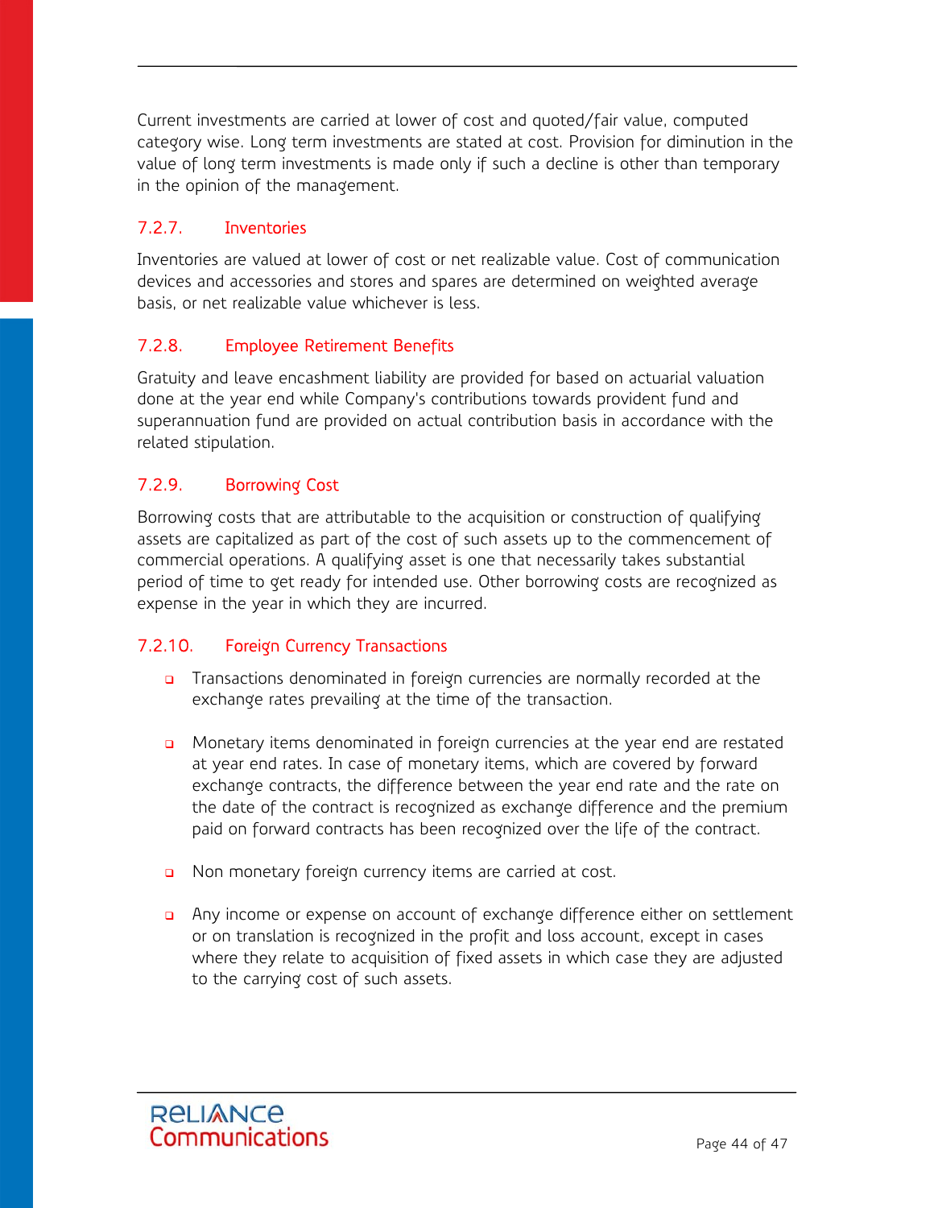Current investments are carried at lower of cost and quoted/fair value, computed category wise. Long term investments are stated at cost. Provision for diminution in the value of long term investments is made only if such a decline is other than temporary in the opinion of the management.

### 7.2.7. Inventories

Inventories are valued at lower of cost or net realizable value. Cost of communication devices and accessories and stores and spares are determined on weighted average basis, or net realizable value whichever is less.

### 7.2.8. Employee Retirement Benefits

Gratuity and leave encashment liability are provided for based on actuarial valuation done at the year end while Company's contributions towards provident fund and superannuation fund are provided on actual contribution basis in accordance with the related stipulation.

### 7.2.9. Borrowing Cost

Borrowing costs that are attributable to the acquisition or construction of qualifying assets are capitalized as part of the cost of such assets up to the commencement of commercial operations. A qualifying asset is one that necessarily takes substantial period of time to get ready for intended use. Other borrowing costs are recognized as expense in the year in which they are incurred.

### 7.2.10. Foreign Currency Transactions

- Transactions denominated in foreign currencies are normally recorded at the exchange rates prevailing at the time of the transaction.
- Monetary items denominated in foreign currencies at the year end are restated at year end rates. In case of monetary items, which are covered by forward exchange contracts, the difference between the year end rate and the rate on the date of the contract is recognized as exchange difference and the premium paid on forward contracts has been recognized over the life of the contract.
- Non monetary foreign currency items are carried at cost.
- Any income or expense on account of exchange difference either on settlement or on translation is recognized in the profit and loss account, except in cases where they relate to acquisition of fixed assets in which case they are adjusted to the carrying cost of such assets.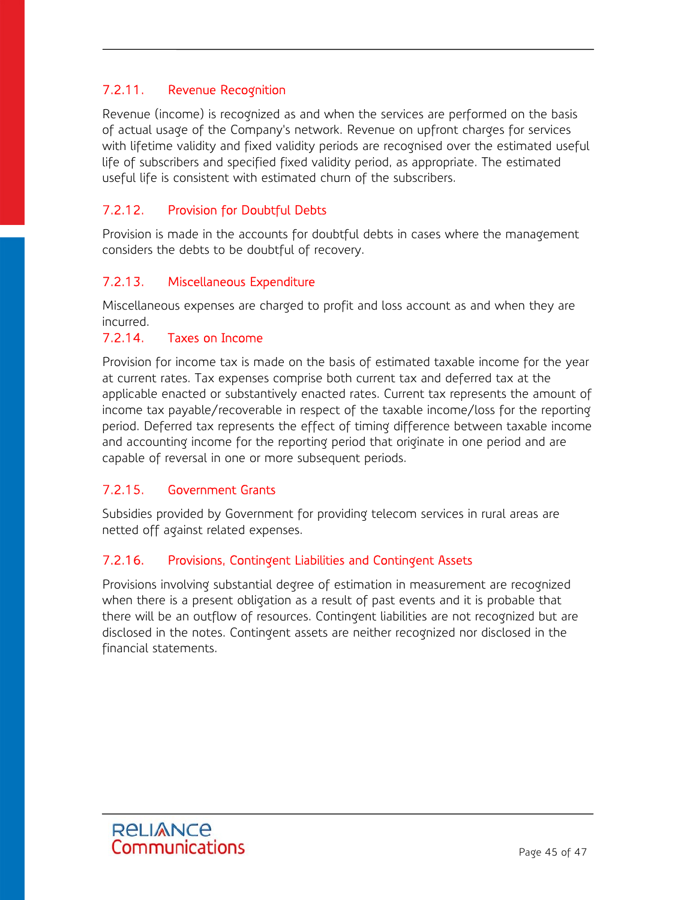### 7.2.11. Revenue Recognition

Revenue (income) is recognized as and when the services are performed on the basis of actual usage of the Company's network. Revenue on upfront charges for services with lifetime validity and fixed validity periods are recognised over the estimated useful life of subscribers and specified fixed validity period, as appropriate. The estimated useful life is consistent with estimated churn of the subscribers.

### 7.2.12. Provision for Doubtful Debts

Provision is made in the accounts for doubtful debts in cases where the management considers the debts to be doubtful of recovery.

### 7.2.13. Miscellaneous Expenditure

Miscellaneous expenses are charged to profit and loss account as and when they are incurred.

### 7.2.14. Taxes on Income

Provision for income tax is made on the basis of estimated taxable income for the year at current rates. Tax expenses comprise both current tax and deferred tax at the applicable enacted or substantively enacted rates. Current tax represents the amount of income tax payable/recoverable in respect of the taxable income/loss for the reporting period. Deferred tax represents the effect of timing difference between taxable income and accounting income for the reporting period that originate in one period and are capable of reversal in one or more subsequent periods.

### 7.2.15. Government Grants

Subsidies provided by Government for providing telecom services in rural areas are netted off against related expenses.

### 7.2.16. Provisions, Contingent Liabilities and Contingent Assets

Provisions involving substantial degree of estimation in measurement are recognized when there is a present obligation as a result of past events and it is probable that there will be an outflow of resources. Contingent liabilities are not recognized but are disclosed in the notes. Contingent assets are neither recognized nor disclosed in the financial statements.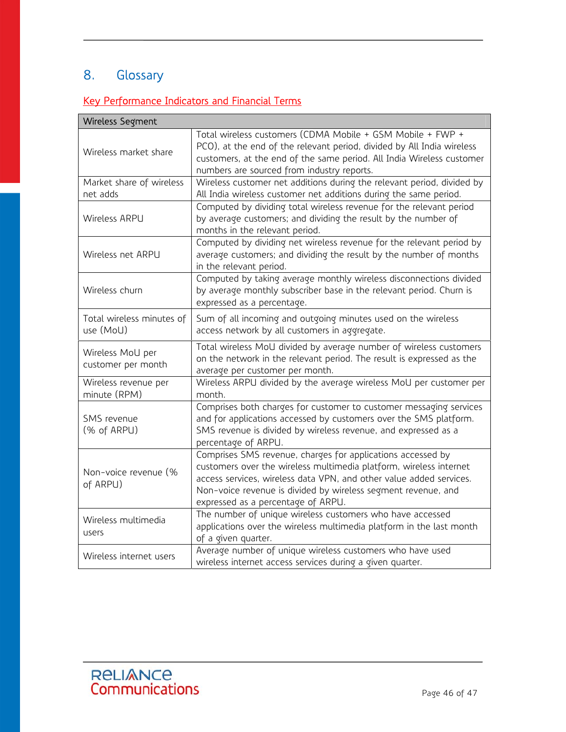# 8. Glossary

## Key Performance Indicators and Financial Terms

| Wireless Segment | |
|---|---|
| Wireless market share | Total wireless customers (CDMA Mobile + GSM Mobile + FWP + PCO), at the end of the relevant period, divided by All India wireless customers, at the end of the same period. All India Wireless customer numbers are sourced from industry reports. |
| Market share of wireless net adds | Wireless customer net additions during the relevant period, divided by All India wireless customer net additions during the same period. |
| Wireless ARPU | Computed by dividing total wireless revenue for the relevant period by average customers; and dividing the result by the number of months in the relevant period. |
| Wireless net ARPU | Computed by dividing net wireless revenue for the relevant period by average customers; and dividing the result by the number of months in the relevant period. |
| Wireless churn | Computed by taking average monthly wireless disconnections divided by average monthly subscriber base in the relevant period. Churn is expressed as a percentage. |
| Total wireless minutes of use (MoU) | Sum of all incoming and outgoing minutes used on the wireless access network by all customers in aggregate. |
| Wireless MoU per customer per month | Total wireless MoU divided by average number of wireless customers on the network in the relevant period. The result is expressed as the average per customer per month. |
| Wireless revenue per minute (RPM) | Wireless ARPU divided by the average wireless MoU per customer per month. |
| SMS revenue (% of ARPU) | Comprises both charges for customer to customer messaging services and for applications accessed by customers over the SMS platform. SMS revenue is divided by wireless revenue, and expressed as a percentage of ARPU. |
| Non-voice revenue (% of ARPU) | Comprises SMS revenue, charges for applications accessed by customers over the wireless multimedia platform, wireless internet access services, wireless data VPN, and other value added services. Non-voice revenue is divided by wireless segment revenue, and expressed as a percentage of ARPU. |
| Wireless multimedia users | The number of unique wireless customers who have accessed applications over the wireless multimedia platform in the last month of a given quarter. |
| Wireless internet users | Average number of unique wireless customers who have used wireless internet access services during a given quarter. |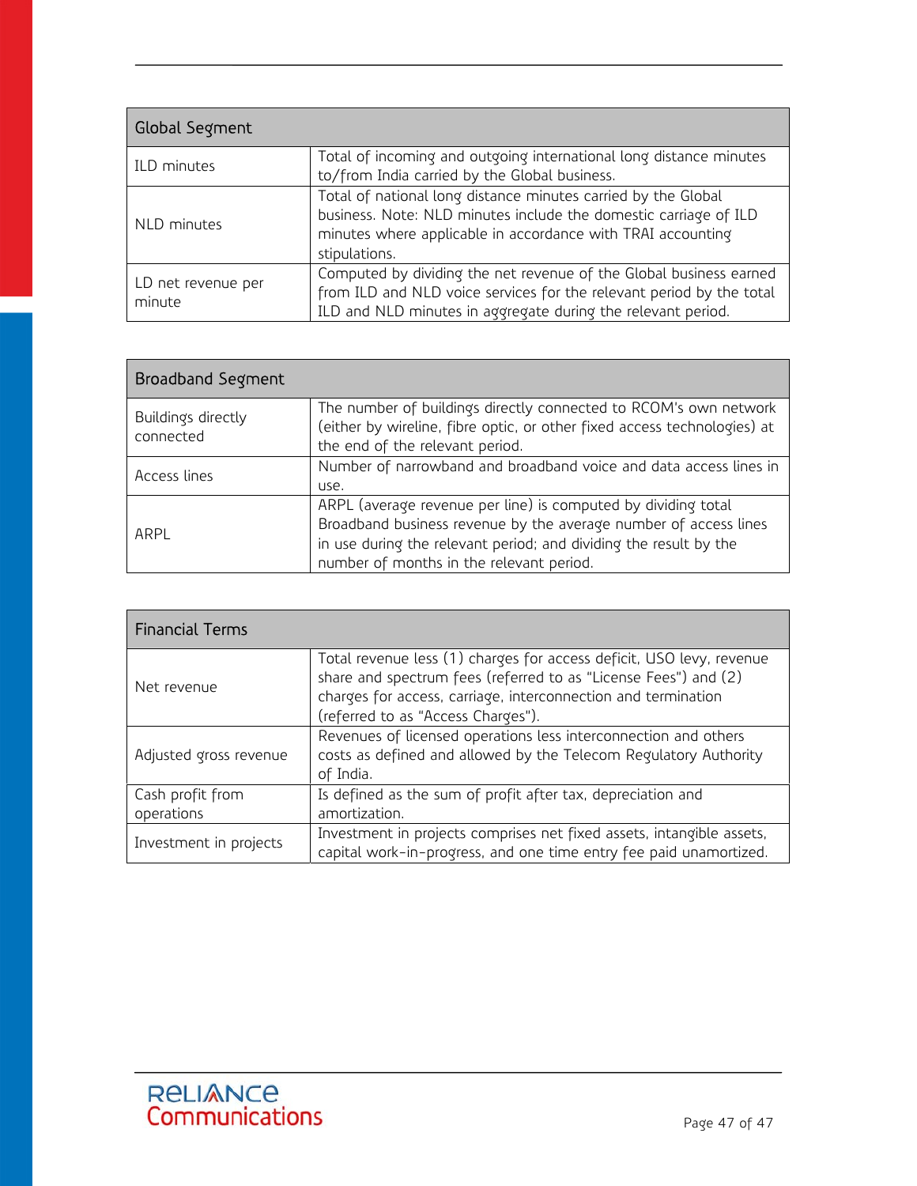| Global Segment | |
|---|---|
| ILD minutes | Total of incoming and outgoing international long distance minutes to/from India carried by the Global business. |
| NLD minutes | Total of national long distance minutes carried by the Global business. Note: NLD minutes include the domestic carriage of ILD minutes where applicable in accordance with TRAI accounting stipulations. |
| LD net revenue per minute | Computed by dividing the net revenue of the Global business earned from ILD and NLD voice services for the relevant period by the total ILD and NLD minutes in aggregate during the relevant period. |

| Broadband Segment | |
|---|---|
| Buildings directly connected | The number of buildings directly connected to RCOM's own network (either by wireline, fibre optic, or other fixed access technologies) at the end of the relevant period. |
| Access lines | Number of narrowband and broadband voice and data access lines in use. |
| ARPL | ARPL (average revenue per line) is computed by dividing total Broadband business revenue by the average number of access lines in use during the relevant period; and dividing the result by the number of months in the relevant period. |

| Financial Terms | |
|---|---|
| Net revenue | Total revenue less (1) charges for access deficit, USO levy, revenue share and spectrum fees (referred to as "License Fees") and (2) charges for access, carriage, interconnection and termination (referred to as "Access Charges"). |
| Adjusted gross revenue | Revenues of licensed operations less interconnection and others costs as defined and allowed by the Telecom Regulatory Authority of India. |
| Cash profit from operations | Is defined as the sum of profit after tax, depreciation and amortization. |
| Investment in projects | Investment in projects comprises net fixed assets, intangible assets, capital work-in-progress, and one time entry fee paid unamortized. |